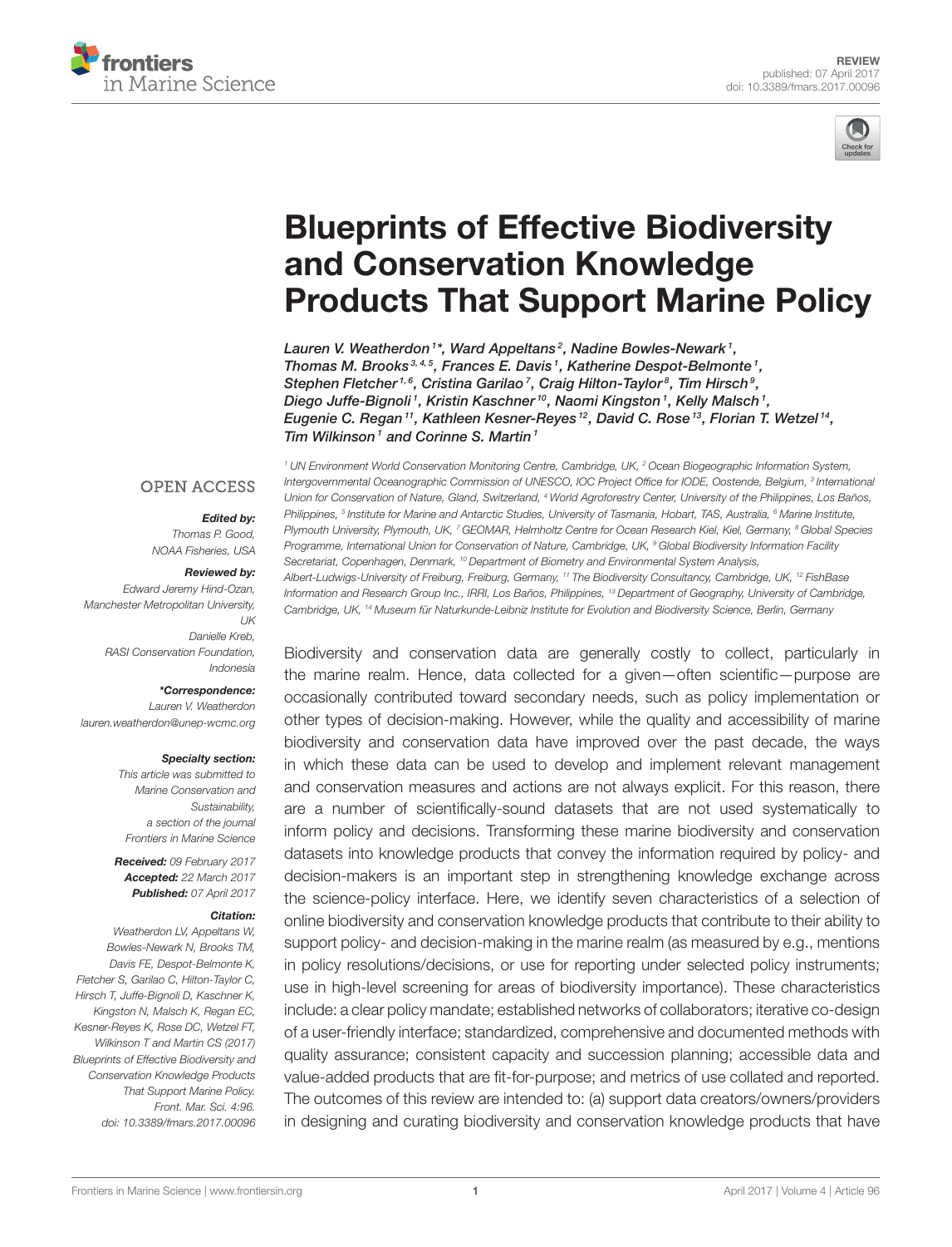REVIEW
published: 07 April 2017
doi: 10.3389/fmars.2017.00096

# Blueprints of Effective Biodiversity and Conservation Knowledge Products That Support Marine Policy

Lauren V. Weatherdon[1]*, Ward Appeltans[2], Nadine Bowles-Newark[1], Thomas M. Brooks[3,4,5], Frances E. Davis[1], Katherine Despot-Belmonte[1], Stephen Fletcher[1,6], Cristina Garilao[7], Craig Hilton-Taylor[8], Tim Hirsch[9], Diego Juffe-Bignoli[1], Kristin Kaschner[10], Naomi Kingston[1], Kelly Malsch[1], Eugenie C. Regan[11], Kathleen Kesner-Reyes[12], David C. Rose[13], Florian T. Wetzel[14], Tim Wilkinson[1] and Corinne S. Martin[1]

[1] UN Environment World Conservation Monitoring Centre, Cambridge, UK, [2] Ocean Biogeographic Information System, Intergovernmental Oceanographic Commission of UNESCO, IOC Project Office for IODE, Oostende, Belgium, [3] International Union for Conservation of Nature, Gland, Switzerland, [4] World Agroforestry Center, University of the Philippines, Los Baños, Philippines, [5] Institute for Marine and Antarctic Studies, University of Tasmania, Hobart, TAS, Australia, [6] Marine Institute, Plymouth University, Plymouth, UK, [7] GEOMAR, Helmholtz Centre for Ocean Research Kiel, Kiel, Germany, [8] Global Species Programme, International Union for Conservation of Nature, Cambridge, UK, [9] Global Biodiversity Information Facility Secretariat, Copenhagen, Denmark, [10] Department of Biometry and Environmental System Analysis, Albert-Ludwigs-University of Freiburg, Freiburg, Germany, [11] The Biodiversity Consultancy, Cambridge, UK, [12] FishBase Information and Research Group Inc., IRRI, Los Baños, Philippines, [13] Department of Geography, University of Cambridge, Cambridge, UK, [14] Museum für Naturkunde-Leibniz Institute for Evolution and Biodiversity Science, Berlin, Germany

OPEN ACCESS

***Edited by:***
*Thomas P. Good, NOAA Fisheries, USA*

***Reviewed by:***
*Edward Jeremy Hind-Ozan, Manchester Metropolitan University, UK*
*Danielle Kreb, RASI Conservation Foundation, Indonesia*

***\*Correspondence:***
*Lauren V. Weatherdon*
*lauren.weatherdon@unep-wcmc.org*

***Specialty section:***
*This article was submitted to Marine Conservation and Sustainability, a section of the journal Frontiers in Marine Science*

***Received:*** *09 February 2017*
***Accepted:*** *22 March 2017*
***Published:*** *07 April 2017*

***Citation:***
*Weatherdon LV, Appeltans W, Bowles-Newark N, Brooks TM, Davis FE, Despot-Belmonte K, Fletcher S, Garilao C, Hilton-Taylor C, Hirsch T, Juffe-Bignoli D, Kaschner K, Kingston N, Malsch K, Regan EC, Kesner-Reyes K, Rose DC, Wetzel FT, Wilkinson T and Martin CS (2017) Blueprints of Effective Biodiversity and Conservation Knowledge Products That Support Marine Policy. Front. Mar. Sci. 4:96. doi: 10.3389/fmars.2017.00096*

Biodiversity and conservation data are generally costly to collect, particularly in the marine realm. Hence, data collected for a given—often scientific—purpose are occasionally contributed toward secondary needs, such as policy implementation or other types of decision-making. However, while the quality and accessibility of marine biodiversity and conservation data have improved over the past decade, the ways in which these data can be used to develop and implement relevant management and conservation measures and actions are not always explicit. For this reason, there are a number of scientifically-sound datasets that are not used systematically to inform policy and decisions. Transforming these marine biodiversity and conservation datasets into knowledge products that convey the information required by policy- and decision-makers is an important step in strengthening knowledge exchange across the science-policy interface. Here, we identify seven characteristics of a selection of online biodiversity and conservation knowledge products that contribute to their ability to support policy- and decision-making in the marine realm (as measured by e.g., mentions in policy resolutions/decisions, or use for reporting under selected policy instruments; use in high-level screening for areas of biodiversity importance). These characteristics include: a clear policy mandate; established networks of collaborators; iterative co-design of a user-friendly interface; standardized, comprehensive and documented methods with quality assurance; consistent capacity and succession planning; accessible data and value-added products that are fit-for-purpose; and metrics of use collated and reported. The outcomes of this review are intended to: (a) support data creators/owners/providers in designing and curating biodiversity and conservation knowledge products that have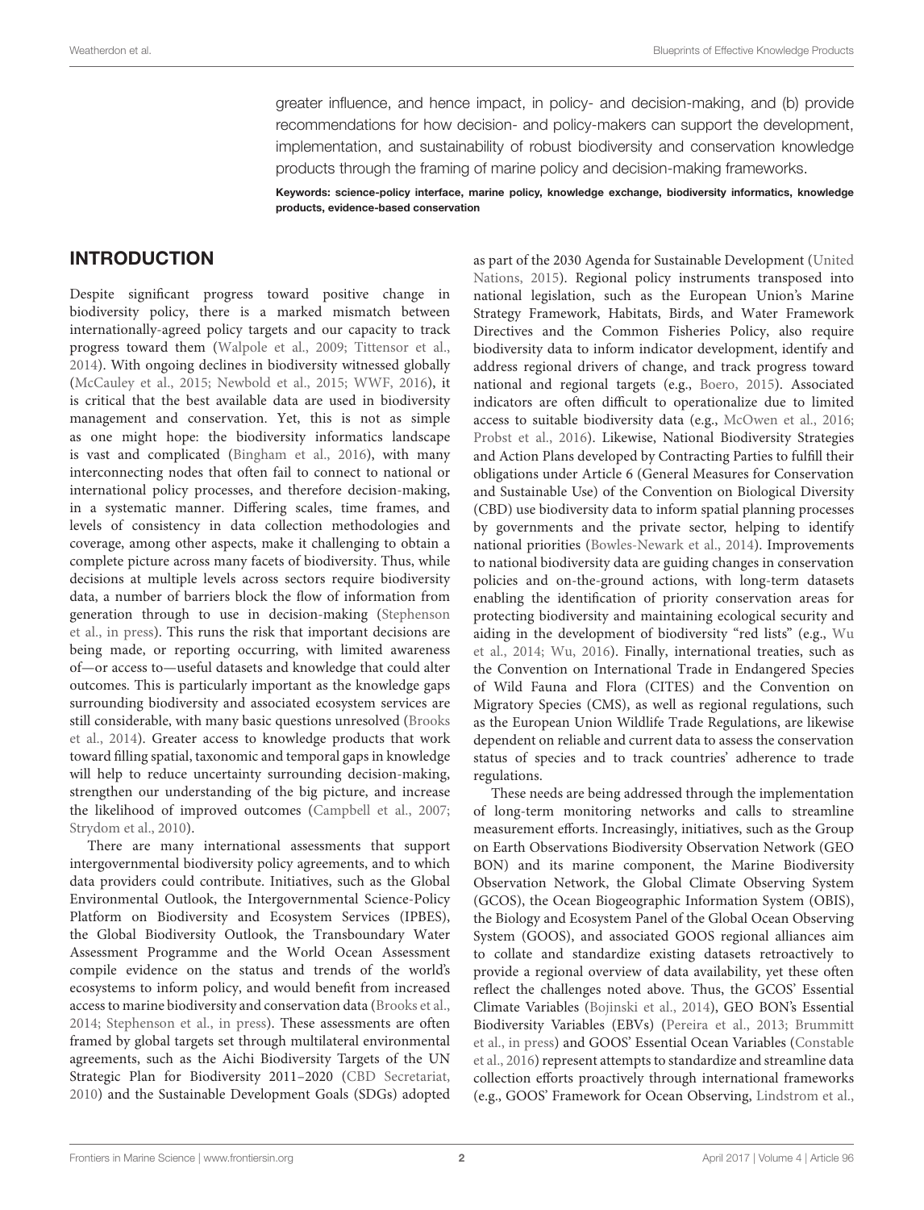greater influence, and hence impact, in policy- and decision-making, and (b) provide recommendations for how decision- and policy-makers can support the development, implementation, and sustainability of robust biodiversity and conservation knowledge products through the framing of marine policy and decision-making frameworks.

**Keywords: science-policy interface, marine policy, knowledge exchange, biodiversity informatics, knowledge products, evidence-based conservation**

## INTRODUCTION

Despite significant progress toward positive change in biodiversity policy, there is a marked mismatch between internationally-agreed policy targets and our capacity to track progress toward them (Walpole et al., 2009; Tittensor et al., 2014). With ongoing declines in biodiversity witnessed globally (McCauley et al., 2015; Newbold et al., 2015; WWF, 2016), it is critical that the best available data are used in biodiversity management and conservation. Yet, this is not as simple as one might hope: the biodiversity informatics landscape is vast and complicated (Bingham et al., 2016), with many interconnecting nodes that often fail to connect to national or international policy processes, and therefore decision-making, in a systematic manner. Differing scales, time frames, and levels of consistency in data collection methodologies and coverage, among other aspects, make it challenging to obtain a complete picture across many facets of biodiversity. Thus, while decisions at multiple levels across sectors require biodiversity data, a number of barriers block the flow of information from generation through to use in decision-making (Stephenson et al., in press). This runs the risk that important decisions are being made, or reporting occurring, with limited awareness of—or access to—useful datasets and knowledge that could alter outcomes. This is particularly important as the knowledge gaps surrounding biodiversity and associated ecosystem services are still considerable, with many basic questions unresolved (Brooks et al., 2014). Greater access to knowledge products that work toward filling spatial, taxonomic and temporal gaps in knowledge will help to reduce uncertainty surrounding decision-making, strengthen our understanding of the big picture, and increase the likelihood of improved outcomes (Campbell et al., 2007; Strydom et al., 2010).

There are many international assessments that support intergovernmental biodiversity policy agreements, and to which data providers could contribute. Initiatives, such as the Global Environmental Outlook, the Intergovernmental Science-Policy Platform on Biodiversity and Ecosystem Services (IPBES), the Global Biodiversity Outlook, the Transboundary Water Assessment Programme and the World Ocean Assessment compile evidence on the status and trends of the world's ecosystems to inform policy, and would benefit from increased access to marine biodiversity and conservation data (Brooks et al., 2014; Stephenson et al., in press). These assessments are often framed by global targets set through multilateral environmental agreements, such as the Aichi Biodiversity Targets of the UN Strategic Plan for Biodiversity 2011–2020 (CBD Secretariat, 2010) and the Sustainable Development Goals (SDGs) adopted as part of the 2030 Agenda for Sustainable Development (United Nations, 2015). Regional policy instruments transposed into national legislation, such as the European Union's Marine Strategy Framework, Habitats, Birds, and Water Framework Directives and the Common Fisheries Policy, also require biodiversity data to inform indicator development, identify and address regional drivers of change, and track progress toward national and regional targets (e.g., Boero, 2015). Associated indicators are often difficult to operationalize due to limited access to suitable biodiversity data (e.g., McOwen et al., 2016; Probst et al., 2016). Likewise, National Biodiversity Strategies and Action Plans developed by Contracting Parties to fulfill their obligations under Article 6 (General Measures for Conservation and Sustainable Use) of the Convention on Biological Diversity (CBD) use biodiversity data to inform spatial planning processes by governments and the private sector, helping to identify national priorities (Bowles-Newark et al., 2014). Improvements to national biodiversity data are guiding changes in conservation policies and on-the-ground actions, with long-term datasets enabling the identification of priority conservation areas for protecting biodiversity and maintaining ecological security and aiding in the development of biodiversity "red lists" (e.g., Wu et al., 2014; Wu, 2016). Finally, international treaties, such as the Convention on International Trade in Endangered Species of Wild Fauna and Flora (CITES) and the Convention on Migratory Species (CMS), as well as regional regulations, such as the European Union Wildlife Trade Regulations, are likewise dependent on reliable and current data to assess the conservation status of species and to track countries' adherence to trade regulations.

These needs are being addressed through the implementation of long-term monitoring networks and calls to streamline measurement efforts. Increasingly, initiatives, such as the Group on Earth Observations Biodiversity Observation Network (GEO BON) and its marine component, the Marine Biodiversity Observation Network, the Global Climate Observing System (GCOS), the Ocean Biogeographic Information System (OBIS), the Biology and Ecosystem Panel of the Global Ocean Observing System (GOOS), and associated GOOS regional alliances aim to collate and standardize existing datasets retroactively to provide a regional overview of data availability, yet these often reflect the challenges noted above. Thus, the GCOS' Essential Climate Variables (Bojinski et al., 2014), GEO BON's Essential Biodiversity Variables (EBVs) (Pereira et al., 2013; Brummitt et al., in press) and GOOS' Essential Ocean Variables (Constable et al., 2016) represent attempts to standardize and streamline data collection efforts proactively through international frameworks (e.g., GOOS' Framework for Ocean Observing, Lindstrom et al.,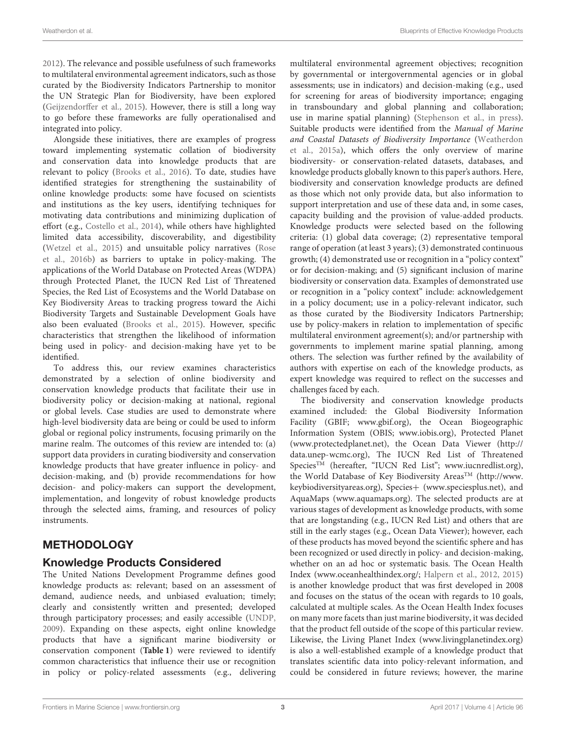2012). The relevance and possible usefulness of such frameworks to multilateral environmental agreement indicators, such as those curated by the Biodiversity Indicators Partnership to monitor the UN Strategic Plan for Biodiversity, have been explored (Geijzendorffer et al., 2015). However, there is still a long way to go before these frameworks are fully operationalised and integrated into policy.

Alongside these initiatives, there are examples of progress toward implementing systematic collation of biodiversity and conservation data into knowledge products that are relevant to policy (Brooks et al., 2016). To date, studies have identified strategies for strengthening the sustainability of online knowledge products: some have focused on scientists and institutions as the key users, identifying techniques for motivating data contributions and minimizing duplication of effort (e.g., Costello et al., 2014), while others have highlighted limited data accessibility, discoverability, and digestibility (Wetzel et al., 2015) and unsuitable policy narratives (Rose et al., 2016b) as barriers to uptake in policy-making. The applications of the World Database on Protected Areas (WDPA) through Protected Planet, the IUCN Red List of Threatened Species, the Red List of Ecosystems and the World Database on Key Biodiversity Areas to tracking progress toward the Aichi Biodiversity Targets and Sustainable Development Goals have also been evaluated (Brooks et al., 2015). However, specific characteristics that strengthen the likelihood of information being used in policy- and decision-making have yet to be identified.

To address this, our review examines characteristics demonstrated by a selection of online biodiversity and conservation knowledge products that facilitate their use in biodiversity policy or decision-making at national, regional or global levels. Case studies are used to demonstrate where high-level biodiversity data are being or could be used to inform global or regional policy instruments, focusing primarily on the marine realm. The outcomes of this review are intended to: (a) support data providers in curating biodiversity and conservation knowledge products that have greater influence in policy- and decision-making, and (b) provide recommendations for how decision- and policy-makers can support the development, implementation, and longevity of robust knowledge products through the selected aims, framing, and resources of policy instruments.

## METHODOLOGY

### Knowledge Products Considered

The United Nations Development Programme defines good knowledge products as: relevant; based on an assessment of demand, audience needs, and unbiased evaluation; timely; clearly and consistently written and presented; developed through participatory processes; and easily accessible (UNDP, 2009). Expanding on these aspects, eight online knowledge products that have a significant marine biodiversity or conservation component (**Table 1**) were reviewed to identify common characteristics that influence their use or recognition in policy or policy-related assessments (e.g., delivering multilateral environmental agreement objectives; recognition by governmental or intergovernmental agencies or in global assessments; use in indicators) and decision-making (e.g., used for screening for areas of biodiversity importance; engaging in transboundary and global planning and collaboration; use in marine spatial planning) (Stephenson et al., in press). Suitable products were identified from the *Manual of Marine and Coastal Datasets of Biodiversity Importance* (Weatherdon et al., 2015a), which offers the only overview of marine biodiversity- or conservation-related datasets, databases, and knowledge products globally known to this paper's authors. Here, biodiversity and conservation knowledge products are defined as those which not only provide data, but also information to support interpretation and use of these data and, in some cases, capacity building and the provision of value-added products. Knowledge products were selected based on the following criteria: (1) global data coverage; (2) representative temporal range of operation (at least 3 years); (3) demonstrated continuous growth; (4) demonstrated use or recognition in a "policy context" or for decision-making; and (5) significant inclusion of marine biodiversity or conservation data. Examples of demonstrated use or recognition in a "policy context" include: acknowledgement in a policy document; use in a policy-relevant indicator, such as those curated by the Biodiversity Indicators Partnership; use by policy-makers in relation to implementation of specific multilateral environment agreement(s); and/or partnership with governments to implement marine spatial planning, among others. The selection was further refined by the availability of authors with expertise on each of the knowledge products, as expert knowledge was required to reflect on the successes and challenges faced by each.

The biodiversity and conservation knowledge products examined included: the Global Biodiversity Information Facility (GBIF; www.gbif.org), the Ocean Biogeographic Information System (OBIS; www.iobis.org), Protected Planet (www.protectedplanet.net), the Ocean Data Viewer (http://data.unep-wcmc.org), The IUCN Red List of Threatened Species™ (hereafter, "IUCN Red List"; www.iucnredlist.org), the World Database of Key Biodiversity Areas™ (http://www.keybiodiversityareas.org), Species+ (www.speciesplus.net), and AquaMaps (www.aquamaps.org). The selected products are at various stages of development as knowledge products, with some that are longstanding (e.g., IUCN Red List) and others that are still in the early stages (e.g., Ocean Data Viewer); however, each of these products has moved beyond the scientific sphere and has been recognized or used directly in policy- and decision-making, whether on an ad hoc or systematic basis. The Ocean Health Index (www.oceanhealthindex.org/; Halpern et al., 2012, 2015) is another knowledge product that was first developed in 2008 and focuses on the status of the ocean with regards to 10 goals, calculated at multiple scales. As the Ocean Health Index focuses on many more facets than just marine biodiversity, it was decided that the product fell outside of the scope of this particular review. Likewise, the Living Planet Index (www.livingplanetindex.org) is also a well-established example of a knowledge product that translates scientific data into policy-relevant information, and could be considered in future reviews; however, the marine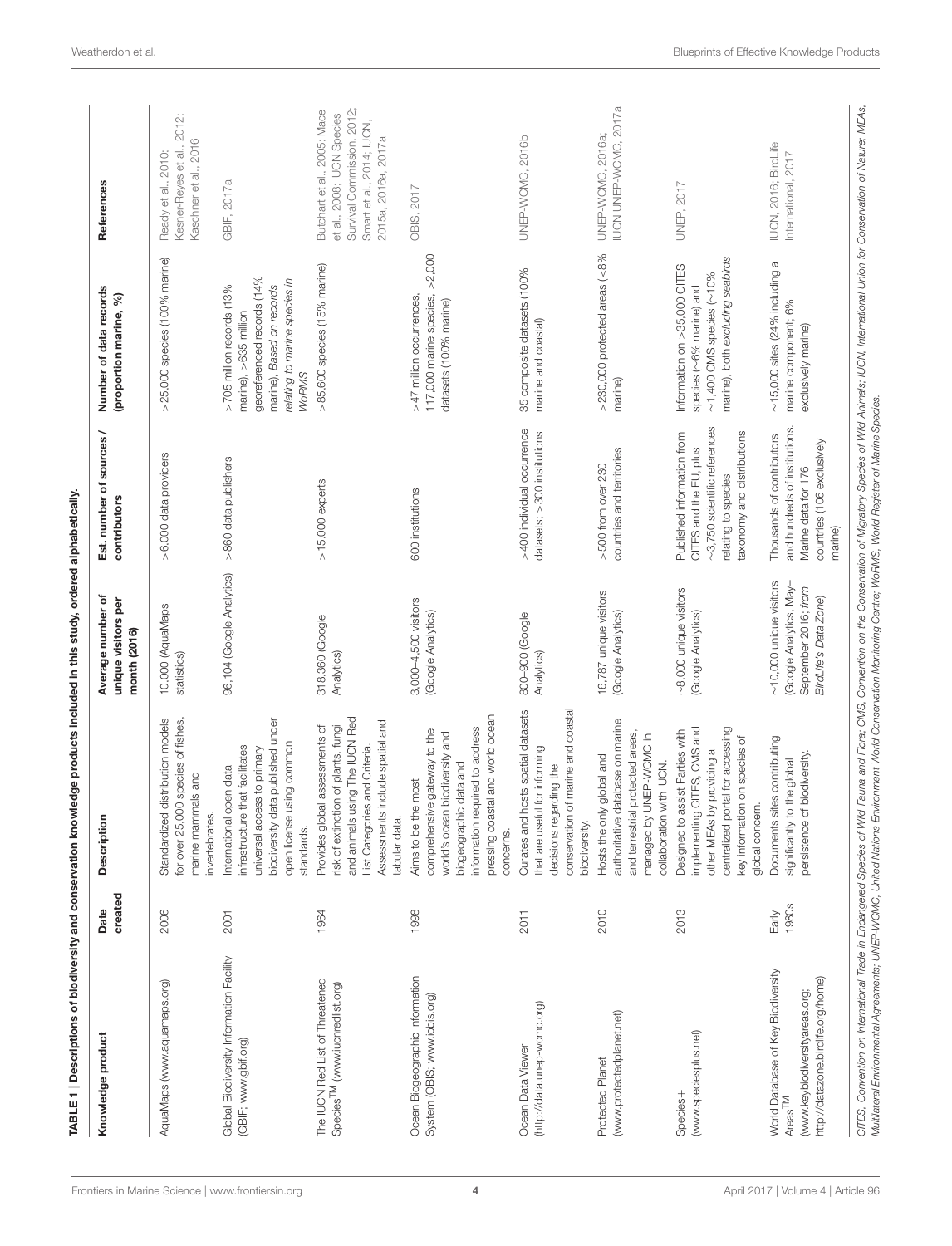**TABLE 1 | Descriptions of biodiversity and conservation knowledge products included in this study, ordered alphabetically.**

| Knowledge product | Date created | Description | Average number of unique visitors per month (2016) | Est. number of sources / contributors | Number of data records (proportion marine, %) | References |
|---|---|---|---|---|---|---|
| AquaMaps (www.aquamaps.org) | 2006 | Standardized distribution models for over 25,000 species of fishes, marine mammals and invertebrates. | 10,000 (AquaMaps statistics) | >6,000 data providers | >25,000 species (100% marine) | Ready et al., 2010; Kesner-Reyes et al., 2012; Kaschner et al., 2016 |
| Global Biodiversity Information Facility (GBIF; www.gbif.org) | 2001 | International open data infrastructure that facilitates universal access to primary biodiversity data published under open license using common standards. | 96,104 (Google Analytics) | >860 data publishers | >705 million records (13% marine), >635 million georeferenced records (14% marine). *Based on records relating to marine species in WoRMS* | GBIF, 2017a |
| The IUCN Red List of Threatened Species[TM] (www.iucnredlist.org) | 1964 | Provides global assessments of risk of extinction of plants, fungi and animals using The IUCN Red List Categories and Criteria. Assessments include spatial and tabular data. | 318,360 (Google Analytics) | >15,000 experts | >85,600 species (15% marine) | Butchart et al., 2005; Mace et al., 2008; IUCN Species Survival Commission, 2012; Smart et al., 2014; IUCN, 2015a, 2016a, 2017a |
| Ocean Biogeographic Information System (OBIS; www.iobis.org) | 1998 | Aims to be the most comprehensive gateway to the world's ocean biodiversity and biogeographic data and information required to address pressing coastal and world ocean concerns. | 3,000–4,500 visitors (Google Analytics) | 600 institutions | >47 million occurrences, 117,000 marine species, >2,000 datasets (100% marine) | OBIS, 2017 |
| Ocean Data Viewer (http://data.unep-wcmc.org) | 2011 | Curates and hosts spatial datasets that are useful for informing decisions regarding the conservation of marine and coastal biodiversity. | 800–900 (Google Analytics) | >400 individual occurrence datasets; >300 institutions | 35 composite datasets (100% marine and coastal) | UNEP-WCMC, 2016b |
| Protected Planet (www.protectedplanet.net) | 2010 | Hosts the only global and authoritative database on marine and terrestrial protected areas, managed by UNEP-WCMC in collaboration with IUCN. | 16,787 unique visitors (Google Analytics) | >500 from over 230 countries and territories | >230,000 protected areas (<8% marine) | UNEP-WCMC, 2016a; IUCN UNEP-WCMC, 2017a |
| Species+ (www.speciesplus.net) | 2013 | Designed to assist Parties with implementing CITES, CMS and other MEAs by providing a centralized portal for accessing key information on species of global concern. | ~8,000 unique visitors (Google Analytics) | Published information from CITES and the EU, plus ~3,750 scientific references relating to species taxonomy and distributions | Information on >35,000 CITES species (~6% marine) and ~1,400 CMS species (~10% marine), both *excluding seabirds* | UNEP, 2017 |
| World Database of Key Biodiversity Areas[TM] (www.keybiodiversityareas.org; http://datazone.birdlife.org/home) | Early 1980s | Documents sites contributing significantly to the global persistence of biodiversity. | ~10,000 unique visitors (Google Analytics, May–September 2016; *from BirdLife's Data Zone*) | Thousands of contributors and hundreds of institutions. Marine data for 176 countries (106 exclusively marine) | ~15,000 sites (24% including a marine component; 6% exclusively marine) | IUCN, 2016; BirdLife International, 2017 |

*CITES, Convention on International Trade in Endangered Species of Wild Fauna and Flora; CMS, Convention on the Conservation of Migratory Species of Wild Animals; IUCN, International Union for Conservation of Nature; MEAs, Multilateral Environmental Agreements; UNEP-WCMC, United Nations Environment World Conservation Monitoring Centre; WoRMS, World Register of Marine Species.*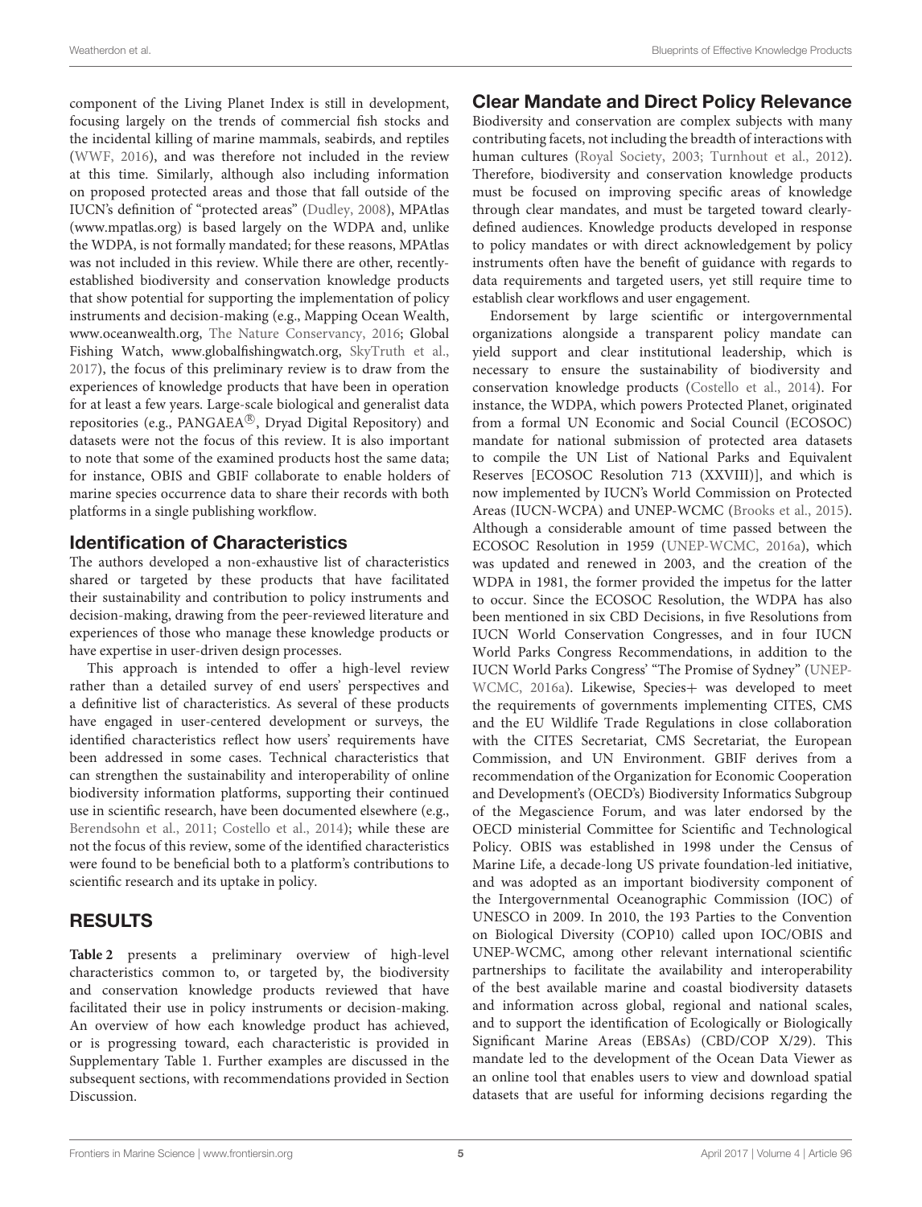component of the Living Planet Index is still in development, focusing largely on the trends of commercial fish stocks and the incidental killing of marine mammals, seabirds, and reptiles (WWF, 2016), and was therefore not included in the review at this time. Similarly, although also including information on proposed protected areas and those that fall outside of the IUCN's definition of "protected areas" (Dudley, 2008), MPAtlas (www.mpatlas.org) is based largely on the WDPA and, unlike the WDPA, is not formally mandated; for these reasons, MPAtlas was not included in this review. While there are other, recently-established biodiversity and conservation knowledge products that show potential for supporting the implementation of policy instruments and decision-making (e.g., Mapping Ocean Wealth, www.oceanwealth.org, The Nature Conservancy, 2016; Global Fishing Watch, www.globalfishingwatch.org, SkyTruth et al., 2017), the focus of this preliminary review is to draw from the experiences of knowledge products that have been in operation for at least a few years. Large-scale biological and generalist data repositories (e.g., PANGAEA®, Dryad Digital Repository) and datasets were not the focus of this review. It is also important to note that some of the examined products host the same data; for instance, OBIS and GBIF collaborate to enable holders of marine species occurrence data to share their records with both platforms in a single publishing workflow.

## Identification of Characteristics

The authors developed a non-exhaustive list of characteristics shared or targeted by these products that have facilitated their sustainability and contribution to policy instruments and decision-making, drawing from the peer-reviewed literature and experiences of those who manage these knowledge products or have expertise in user-driven design processes.

This approach is intended to offer a high-level review rather than a detailed survey of end users' perspectives and a definitive list of characteristics. As several of these products have engaged in user-centered development or surveys, the identified characteristics reflect how users' requirements have been addressed in some cases. Technical characteristics that can strengthen the sustainability and interoperability of online biodiversity information platforms, supporting their continued use in scientific research, have been documented elsewhere (e.g., Berendsohn et al., 2011; Costello et al., 2014); while these are not the focus of this review, some of the identified characteristics were found to be beneficial both to a platform's contributions to scientific research and its uptake in policy.

# RESULTS

**Table 2** presents a preliminary overview of high-level characteristics common to, or targeted by, the biodiversity and conservation knowledge products reviewed that have facilitated their use in policy instruments or decision-making. An overview of how each knowledge product has achieved, or is progressing toward, each characteristic is provided in Supplementary Table 1. Further examples are discussed in the subsequent sections, with recommendations provided in Section Discussion.

## Clear Mandate and Direct Policy Relevance

Biodiversity and conservation are complex subjects with many contributing facets, not including the breadth of interactions with human cultures (Royal Society, 2003; Turnhout et al., 2012). Therefore, biodiversity and conservation knowledge products must be focused on improving specific areas of knowledge through clear mandates, and must be targeted toward clearly-defined audiences. Knowledge products developed in response to policy mandates or with direct acknowledgement by policy instruments often have the benefit of guidance with regards to data requirements and targeted users, yet still require time to establish clear workflows and user engagement.

Endorsement by large scientific or intergovernmental organizations alongside a transparent policy mandate can yield support and clear institutional leadership, which is necessary to ensure the sustainability of biodiversity and conservation knowledge products (Costello et al., 2014). For instance, the WDPA, which powers Protected Planet, originated from a formal UN Economic and Social Council (ECOSOC) mandate for national submission of protected area datasets to compile the UN List of National Parks and Equivalent Reserves [ECOSOC Resolution 713 (XXVIII)], and which is now implemented by IUCN's World Commission on Protected Areas (IUCN-WCPA) and UNEP-WCMC (Brooks et al., 2015). Although a considerable amount of time passed between the ECOSOC Resolution in 1959 (UNEP-WCMC, 2016a), which was updated and renewed in 2003, and the creation of the WDPA in 1981, the former provided the impetus for the latter to occur. Since the ECOSOC Resolution, the WDPA has also been mentioned in six CBD Decisions, in five Resolutions from IUCN World Conservation Congresses, and in four IUCN World Parks Congress Recommendations, in addition to the IUCN World Parks Congress' "The Promise of Sydney" (UNEP-WCMC, 2016a). Likewise, Species+ was developed to meet the requirements of governments implementing CITES, CMS and the EU Wildlife Trade Regulations in close collaboration with the CITES Secretariat, CMS Secretariat, the European Commission, and UN Environment. GBIF derives from a recommendation of the Organization for Economic Cooperation and Development's (OECD's) Biodiversity Informatics Subgroup of the Megascience Forum, and was later endorsed by the OECD ministerial Committee for Scientific and Technological Policy. OBIS was established in 1998 under the Census of Marine Life, a decade-long US private foundation-led initiative, and was adopted as an important biodiversity component of the Intergovernmental Oceanographic Commission (IOC) of UNESCO in 2009. In 2010, the 193 Parties to the Convention on Biological Diversity (COP10) called upon IOC/OBIS and UNEP-WCMC, among other relevant international scientific partnerships to facilitate the availability and interoperability of the best available marine and coastal biodiversity datasets and information across global, regional and national scales, and to support the identification of Ecologically or Biologically Significant Marine Areas (EBSAs) (CBD/COP X/29). This mandate led to the development of the Ocean Data Viewer as an online tool that enables users to view and download spatial datasets that are useful for informing decisions regarding the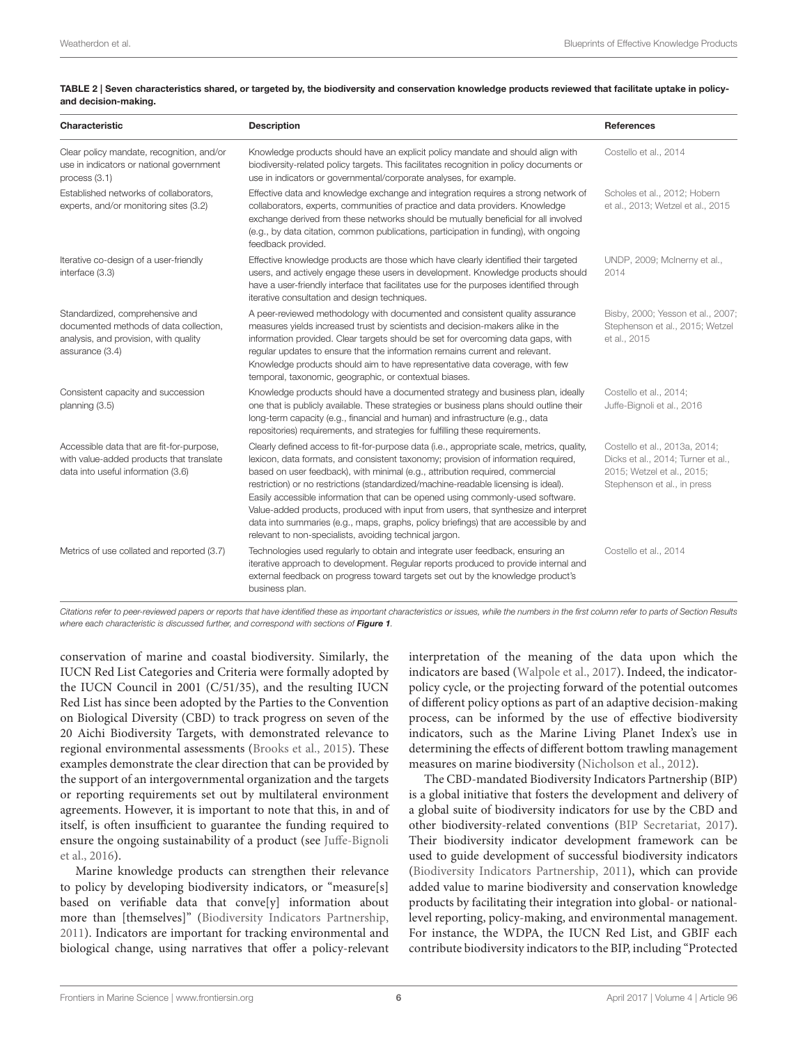**TABLE 2 | Seven characteristics shared, or targeted by, the biodiversity and conservation knowledge products reviewed that facilitate uptake in policy- and decision-making.**

| Characteristic | Description | References |
|---|---|---|
| Clear policy mandate, recognition, and/or use in indicators or national government process (3.1) | Knowledge products should have an explicit policy mandate and should align with biodiversity-related policy targets. This facilitates recognition in policy documents or use in indicators or governmental/corporate analyses, for example. | Costello et al., 2014 |
| Established networks of collaborators, experts, and/or monitoring sites (3.2) | Effective data and knowledge exchange and integration requires a strong network of collaborators, experts, communities of practice and data providers. Knowledge exchange derived from these networks should be mutually beneficial for all involved (e.g., by data citation, common publications, participation in funding), with ongoing feedback provided. | Scholes et al., 2012; Hobern et al., 2013; Wetzel et al., 2015 |
| Iterative co-design of a user-friendly interface (3.3) | Effective knowledge products are those which have clearly identified their targeted users, and actively engage these users in development. Knowledge products should have a user-friendly interface that facilitates use for the purposes identified through iterative consultation and design techniques. | UNDP, 2009; McInerny et al., 2014 |
| Standardized, comprehensive and documented methods of data collection, analysis, and provision, with quality assurance (3.4) | A peer-reviewed methodology with documented and consistent quality assurance measures yields increased trust by scientists and decision-makers alike in the information provided. Clear targets should be set for overcoming data gaps, with regular updates to ensure that the information remains current and relevant. Knowledge products should aim to have representative data coverage, with few temporal, taxonomic, geographic, or contextual biases. | Bisby, 2000; Yesson et al., 2007; Stephenson et al., 2015; Wetzel et al., 2015 |
| Consistent capacity and succession planning (3.5) | Knowledge products should have a documented strategy and business plan, ideally one that is publicly available. These strategies or business plans should outline their long-term capacity (e.g., financial and human) and infrastructure (e.g., data repositories) requirements, and strategies for fulfilling these requirements. | Costello et al., 2014; Juffe-Bignoli et al., 2016 |
| Accessible data that are fit-for-purpose, with value-added products that translate data into useful information (3.6) | Clearly defined access to fit-for-purpose data (i.e., appropriate scale, metrics, quality, lexicon, data formats, and consistent taxonomy; provision of information required, based on user feedback), with minimal (e.g., attribution required, commercial restriction) or no restrictions (standardized/machine-readable licensing is ideal). Easily accessible information that can be opened using commonly-used software. Value-added products, produced with input from users, that synthesize and interpret data into summaries (e.g., maps, graphs, policy briefings) that are accessible by and relevant to non-specialists, avoiding technical jargon. | Costello et al., 2013a, 2014; Dicks et al., 2014; Turner et al., 2015; Wetzel et al., 2015; Stephenson et al., in press |
| Metrics of use collated and reported (3.7) | Technologies used regularly to obtain and integrate user feedback, ensuring an iterative approach to development. Regular reports produced to provide internal and external feedback on progress toward targets set out by the knowledge product's business plan. | Costello et al., 2014 |

*Citations refer to peer-reviewed papers or reports that have identified these as important characteristics or issues, while the numbers in the first column refer to parts of Section Results where each characteristic is discussed further, and correspond with sections of* ***Figure 1****.*

conservation of marine and coastal biodiversity. Similarly, the IUCN Red List Categories and Criteria were formally adopted by the IUCN Council in 2001 (C/51/35), and the resulting IUCN Red List has since been adopted by the Parties to the Convention on Biological Diversity (CBD) to track progress on seven of the 20 Aichi Biodiversity Targets, with demonstrated relevance to regional environmental assessments (Brooks et al., 2015). These examples demonstrate the clear direction that can be provided by the support of an intergovernmental organization and the targets or reporting requirements set out by multilateral environment agreements. However, it is important to note that this, in and of itself, is often insufficient to guarantee the funding required to ensure the ongoing sustainability of a product (see Juffe-Bignoli et al., 2016).

Marine knowledge products can strengthen their relevance to policy by developing biodiversity indicators, or "measure[s] based on verifiable data that conve[y] information about more than [themselves]" (Biodiversity Indicators Partnership, 2011). Indicators are important for tracking environmental and biological change, using narratives that offer a policy-relevant interpretation of the meaning of the data upon which the indicators are based (Walpole et al., 2017). Indeed, the indicator-policy cycle, or the projecting forward of the potential outcomes of different policy options as part of an adaptive decision-making process, can be informed by the use of effective biodiversity indicators, such as the Marine Living Planet Index's use in determining the effects of different bottom trawling management measures on marine biodiversity (Nicholson et al., 2012).

The CBD-mandated Biodiversity Indicators Partnership (BIP) is a global initiative that fosters the development and delivery of a global suite of biodiversity indicators for use by the CBD and other biodiversity-related conventions (BIP Secretariat, 2017). Their biodiversity indicator development framework can be used to guide development of successful biodiversity indicators (Biodiversity Indicators Partnership, 2011), which can provide added value to marine biodiversity and conservation knowledge products by facilitating their integration into global- or national-level reporting, policy-making, and environmental management. For instance, the WDPA, the IUCN Red List, and GBIF each contribute biodiversity indicators to the BIP, including "Protected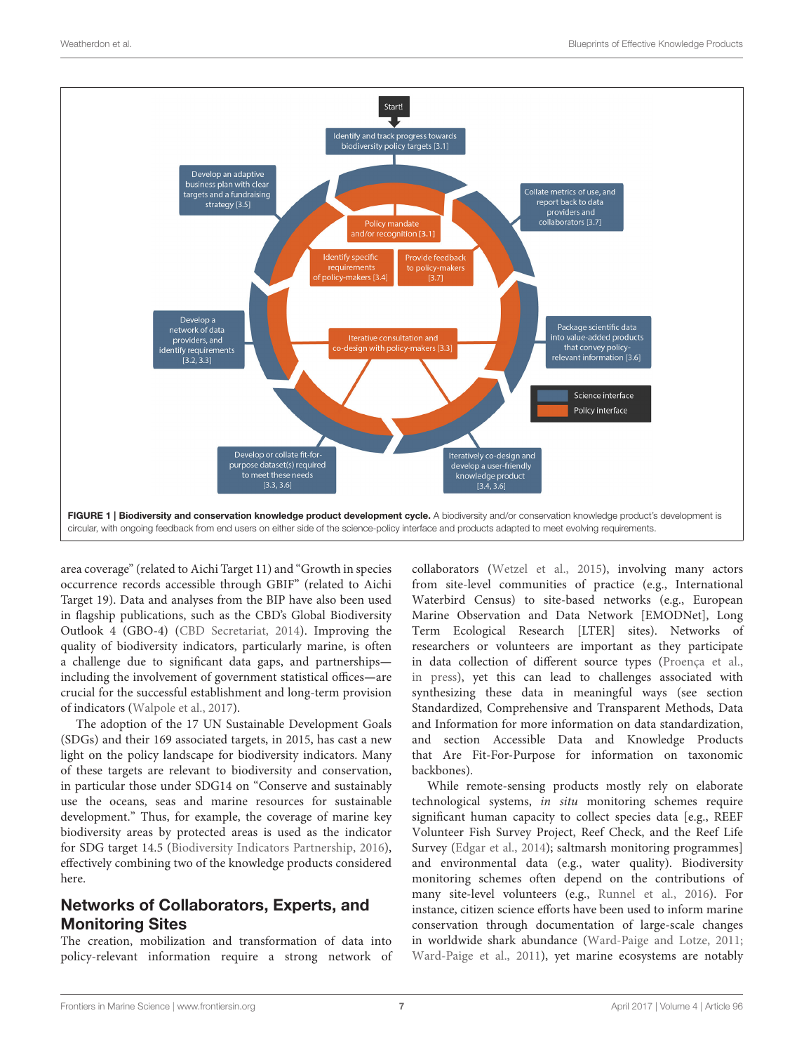**FIGURE 1 | Biodiversity and conservation knowledge product development cycle.** A biodiversity and/or conservation knowledge product's development is circular, with ongoing feedback from end users on either side of the science-policy interface and products adapted to meet evolving requirements.

area coverage" (related to Aichi Target 11) and "Growth in species occurrence records accessible through GBIF" (related to Aichi Target 19). Data and analyses from the BIP have also been used in flagship publications, such as the CBD's Global Biodiversity Outlook 4 (GBO-4) (CBD Secretariat, 2014). Improving the quality of biodiversity indicators, particularly marine, is often a challenge due to significant data gaps, and partnerships—including the involvement of government statistical offices—are crucial for the successful establishment and long-term provision of indicators (Walpole et al., 2017).

The adoption of the 17 UN Sustainable Development Goals (SDGs) and their 169 associated targets, in 2015, has cast a new light on the policy landscape for biodiversity indicators. Many of these targets are relevant to biodiversity and conservation, in particular those under SDG14 on "Conserve and sustainably use the oceans, seas and marine resources for sustainable development." Thus, for example, the coverage of marine key biodiversity areas by protected areas is used as the indicator for SDG target 14.5 (Biodiversity Indicators Partnership, 2016), effectively combining two of the knowledge products considered here.

## Networks of Collaborators, Experts, and Monitoring Sites

The creation, mobilization and transformation of data into policy-relevant information require a strong network of collaborators (Wetzel et al., 2015), involving many actors from site-level communities of practice (e.g., International Waterbird Census) to site-based networks (e.g., European Marine Observation and Data Network [EMODNet], Long Term Ecological Research [LTER] sites). Networks of researchers or volunteers are important as they participate in data collection of different source types (Proença et al., in press), yet this can lead to challenges associated with synthesizing these data in meaningful ways (see section Standardized, Comprehensive and Transparent Methods, Data and Information for more information on data standardization, and section Accessible Data and Knowledge Products that Are Fit-For-Purpose for information on taxonomic backbones).

While remote-sensing products mostly rely on elaborate technological systems, *in situ* monitoring schemes require significant human capacity to collect species data [e.g., REEF Volunteer Fish Survey Project, Reef Check, and the Reef Life Survey (Edgar et al., 2014); saltmarsh monitoring programmes] and environmental data (e.g., water quality). Biodiversity monitoring schemes often depend on the contributions of many site-level volunteers (e.g., Runnel et al., 2016). For instance, citizen science efforts have been used to inform marine conservation through documentation of large-scale changes in worldwide shark abundance (Ward-Paige and Lotze, 2011; Ward-Paige et al., 2011), yet marine ecosystems are notably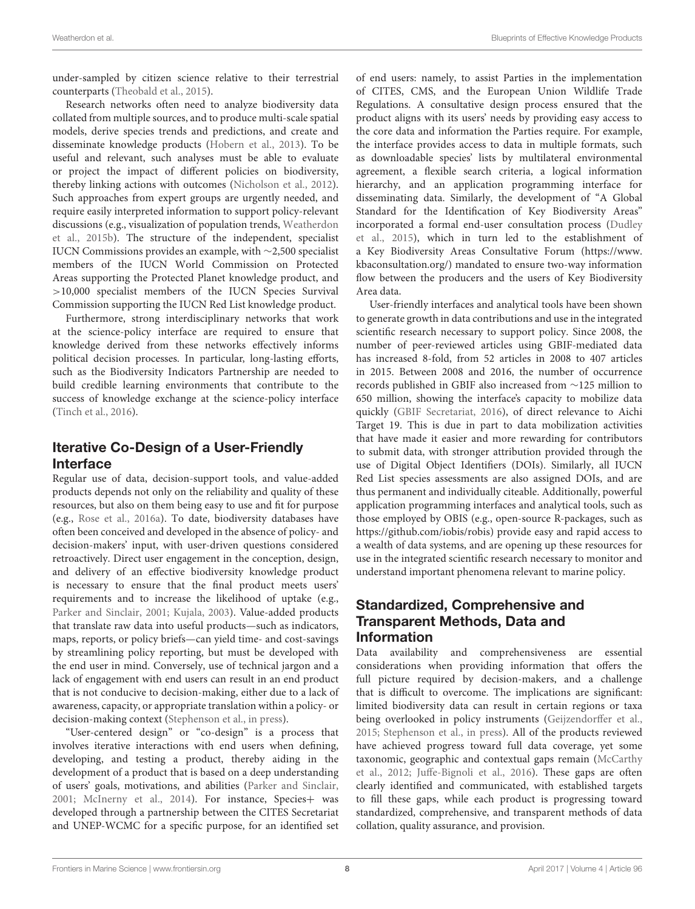under-sampled by citizen science relative to their terrestrial counterparts (Theobald et al., 2015).

Research networks often need to analyze biodiversity data collated from multiple sources, and to produce multi-scale spatial models, derive species trends and predictions, and create and disseminate knowledge products (Hobern et al., 2013). To be useful and relevant, such analyses must be able to evaluate or project the impact of different policies on biodiversity, thereby linking actions with outcomes (Nicholson et al., 2012). Such approaches from expert groups are urgently needed, and require easily interpreted information to support policy-relevant discussions (e.g., visualization of population trends, Weatherdon et al., 2015b). The structure of the independent, specialist IUCN Commissions provides an example, with ~2,500 specialist members of the IUCN World Commission on Protected Areas supporting the Protected Planet knowledge product, and >10,000 specialist members of the IUCN Species Survival Commission supporting the IUCN Red List knowledge product.

Furthermore, strong interdisciplinary networks that work at the science-policy interface are required to ensure that knowledge derived from these networks effectively informs political decision processes. In particular, long-lasting efforts, such as the Biodiversity Indicators Partnership are needed to build credible learning environments that contribute to the success of knowledge exchange at the science-policy interface (Tinch et al., 2016).

## Iterative Co-Design of a User-Friendly Interface

Regular use of data, decision-support tools, and value-added products depends not only on the reliability and quality of these resources, but also on them being easy to use and fit for purpose (e.g., Rose et al., 2016a). To date, biodiversity databases have often been conceived and developed in the absence of policy- and decision-makers' input, with user-driven questions considered retroactively. Direct user engagement in the conception, design, and delivery of an effective biodiversity knowledge product is necessary to ensure that the final product meets users' requirements and to increase the likelihood of uptake (e.g., Parker and Sinclair, 2001; Kujala, 2003). Value-added products that translate raw data into useful products—such as indicators, maps, reports, or policy briefs—can yield time- and cost-savings by streamlining policy reporting, but must be developed with the end user in mind. Conversely, use of technical jargon and a lack of engagement with end users can result in an end product that is not conducive to decision-making, either due to a lack of awareness, capacity, or appropriate translation within a policy- or decision-making context (Stephenson et al., in press).

"User-centered design" or "co-design" is a process that involves iterative interactions with end users when defining, developing, and testing a product, thereby aiding in the development of a product that is based on a deep understanding of users' goals, motivations, and abilities (Parker and Sinclair, 2001; McInerny et al., 2014). For instance, Species+ was developed through a partnership between the CITES Secretariat and UNEP-WCMC for a specific purpose, for an identified set of end users: namely, to assist Parties in the implementation of CITES, CMS, and the European Union Wildlife Trade Regulations. A consultative design process ensured that the product aligns with its users' needs by providing easy access to the core data and information the Parties require. For example, the interface provides access to data in multiple formats, such as downloadable species' lists by multilateral environmental agreement, a flexible search criteria, a logical information hierarchy, and an application programming interface for disseminating data. Similarly, the development of "A Global Standard for the Identification of Key Biodiversity Areas" incorporated a formal end-user consultation process (Dudley et al., 2015), which in turn led to the establishment of a Key Biodiversity Areas Consultative Forum (https://www.kbaconsultation.org/) mandated to ensure two-way information flow between the producers and the users of Key Biodiversity Area data.

User-friendly interfaces and analytical tools have been shown to generate growth in data contributions and use in the integrated scientific research necessary to support policy. Since 2008, the number of peer-reviewed articles using GBIF-mediated data has increased 8-fold, from 52 articles in 2008 to 407 articles in 2015. Between 2008 and 2016, the number of occurrence records published in GBIF also increased from ~125 million to 650 million, showing the interface's capacity to mobilize data quickly (GBIF Secretariat, 2016), of direct relevance to Aichi Target 19. This is due in part to data mobilization activities that have made it easier and more rewarding for contributors to submit data, with stronger attribution provided through the use of Digital Object Identifiers (DOIs). Similarly, all IUCN Red List species assessments are also assigned DOIs, and are thus permanent and individually citeable. Additionally, powerful application programming interfaces and analytical tools, such as those employed by OBIS (e.g., open-source R-packages, such as https://github.com/iobis/robis) provide easy and rapid access to a wealth of data systems, and are opening up these resources for use in the integrated scientific research necessary to monitor and understand important phenomena relevant to marine policy.

## Standardized, Comprehensive and Transparent Methods, Data and Information

Data availability and comprehensiveness are essential considerations when providing information that offers the full picture required by decision-makers, and a challenge that is difficult to overcome. The implications are significant: limited biodiversity data can result in certain regions or taxa being overlooked in policy instruments (Geijzendorffer et al., 2015; Stephenson et al., in press). All of the products reviewed have achieved progress toward full data coverage, yet some taxonomic, geographic and contextual gaps remain (McCarthy et al., 2012; Juffe-Bignoli et al., 2016). These gaps are often clearly identified and communicated, with established targets to fill these gaps, while each product is progressing toward standardized, comprehensive, and transparent methods of data collation, quality assurance, and provision.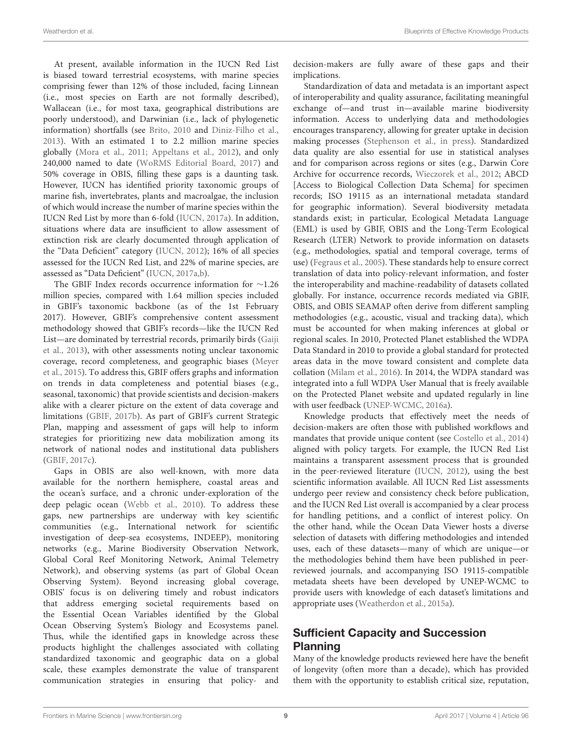At present, available information in the IUCN Red List is biased toward terrestrial ecosystems, with marine species comprising fewer than 12% of those included, facing Linnean (i.e., most species on Earth are not formally described), Wallacean (i.e., for most taxa, geographical distributions are poorly understood), and Darwinian (i.e., lack of phylogenetic information) shortfalls (see Brito, 2010 and Diniz-Filho et al., 2013). With an estimated 1 to 2.2 million marine species globally (Mora et al., 2011; Appeltans et al., 2012), and only 240,000 named to date (WoRMS Editorial Board, 2017) and 50% coverage in OBIS, filling these gaps is a daunting task. However, IUCN has identified priority taxonomic groups of marine fish, invertebrates, plants and macroalgae, the inclusion of which would increase the number of marine species within the IUCN Red List by more than 6-fold (IUCN, 2017a). In addition, situations where data are insufficient to allow assessment of extinction risk are clearly documented through application of the "Data Deficient" category (IUCN, 2012); 16% of all species assessed for the IUCN Red List, and 22% of marine species, are assessed as "Data Deficient" (IUCN, 2017a,b).

The GBIF Index records occurrence information for ~1.26 million species, compared with 1.64 million species included in GBIF's taxonomic backbone (as of the 1st February 2017). However, GBIF's comprehensive content assessment methodology showed that GBIF's records—like the IUCN Red List—are dominated by terrestrial records, primarily birds (Gaiji et al., 2013), with other assessments noting unclear taxonomic coverage, record completeness, and geographic biases (Meyer et al., 2015). To address this, GBIF offers graphs and information on trends in data completeness and potential biases (e.g., seasonal, taxonomic) that provide scientists and decision-makers alike with a clearer picture on the extent of data coverage and limitations (GBIF, 2017b). As part of GBIF's current Strategic Plan, mapping and assessment of gaps will help to inform strategies for prioritizing new data mobilization among its network of national nodes and institutional data publishers (GBIF, 2017c).

Gaps in OBIS are also well-known, with more data available for the northern hemisphere, coastal areas and the ocean's surface, and a chronic under-exploration of the deep pelagic ocean (Webb et al., 2010). To address these gaps, new partnerships are underway with key scientific communities (e.g., International network for scientific investigation of deep-sea ecosystems, INDEEP), monitoring networks (e.g., Marine Biodiversity Observation Network, Global Coral Reef Monitoring Network, Animal Telemetry Network), and observing systems (as part of Global Ocean Observing System). Beyond increasing global coverage, OBIS' focus is on delivering timely and robust indicators that address emerging societal requirements based on the Essential Ocean Variables identified by the Global Ocean Observing System's Biology and Ecosystems panel. Thus, while the identified gaps in knowledge across these products highlight the challenges associated with collating standardized taxonomic and geographic data on a global scale, these examples demonstrate the value of transparent communication strategies in ensuring that policy- and decision-makers are fully aware of these gaps and their implications.

Standardization of data and metadata is an important aspect of interoperability and quality assurance, facilitating meaningful exchange of—and trust in—available marine biodiversity information. Access to underlying data and methodologies encourages transparency, allowing for greater uptake in decision making processes (Stephenson et al., in press). Standardized data quality are also essential for use in statistical analyses and for comparison across regions or sites (e.g., Darwin Core Archive for occurrence records, Wieczorek et al., 2012; ABCD [Access to Biological Collection Data Schema] for specimen records; ISO 19115 as an international metadata standard for geographic information). Several biodiversity metadata standards exist; in particular, Ecological Metadata Language (EML) is used by GBIF, OBIS and the Long-Term Ecological Research (LTER) Network to provide information on datasets (e.g., methodologies, spatial and temporal coverage, terms of use) (Fegraus et al., 2005). These standards help to ensure correct translation of data into policy-relevant information, and foster the interoperability and machine-readability of datasets collated globally. For instance, occurrence records mediated via GBIF, OBIS, and OBIS SEAMAP often derive from different sampling methodologies (e.g., acoustic, visual and tracking data), which must be accounted for when making inferences at global or regional scales. In 2010, Protected Planet established the WDPA Data Standard in 2010 to provide a global standard for protected areas data in the move toward consistent and complete data collation (Milam et al., 2016). In 2014, the WDPA standard was integrated into a full WDPA User Manual that is freely available on the Protected Planet website and updated regularly in line with user feedback (UNEP-WCMC, 2016a).

Knowledge products that effectively meet the needs of decision-makers are often those with published workflows and mandates that provide unique content (see Costello et al., 2014) aligned with policy targets. For example, the IUCN Red List maintains a transparent assessment process that is grounded in the peer-reviewed literature (IUCN, 2012), using the best scientific information available. All IUCN Red List assessments undergo peer review and consistency check before publication, and the IUCN Red List overall is accompanied by a clear process for handling petitions, and a conflict of interest policy. On the other hand, while the Ocean Data Viewer hosts a diverse selection of datasets with differing methodologies and intended uses, each of these datasets—many of which are unique—or the methodologies behind them have been published in peer-reviewed journals, and accompanying ISO 19115-compatible metadata sheets have been developed by UNEP-WCMC to provide users with knowledge of each dataset's limitations and appropriate uses (Weatherdon et al., 2015a).

## Sufficient Capacity and Succession Planning

Many of the knowledge products reviewed here have the benefit of longevity (often more than a decade), which has provided them with the opportunity to establish critical size, reputation,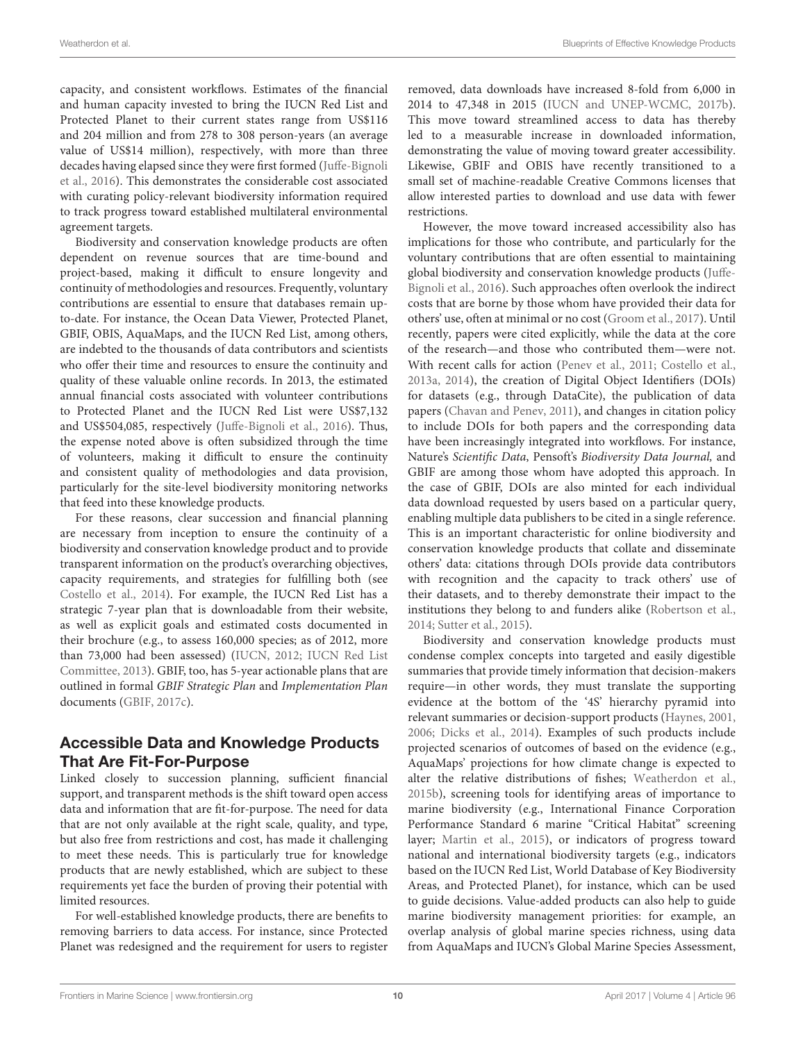capacity, and consistent workflows. Estimates of the financial and human capacity invested to bring the IUCN Red List and Protected Planet to their current states range from US$116 and 204 million and from 278 to 308 person-years (an average value of US$14 million), respectively, with more than three decades having elapsed since they were first formed (Juffe-Bignoli et al., 2016). This demonstrates the considerable cost associated with curating policy-relevant biodiversity information required to track progress toward established multilateral environmental agreement targets.

Biodiversity and conservation knowledge products are often dependent on revenue sources that are time-bound and project-based, making it difficult to ensure longevity and continuity of methodologies and resources. Frequently, voluntary contributions are essential to ensure that databases remain up-to-date. For instance, the Ocean Data Viewer, Protected Planet, GBIF, OBIS, AquaMaps, and the IUCN Red List, among others, are indebted to the thousands of data contributors and scientists who offer their time and resources to ensure the continuity and quality of these valuable online records. In 2013, the estimated annual financial costs associated with volunteer contributions to Protected Planet and the IUCN Red List were US$7,132 and US$504,085, respectively (Juffe-Bignoli et al., 2016). Thus, the expense noted above is often subsidized through the time of volunteers, making it difficult to ensure the continuity and consistent quality of methodologies and data provision, particularly for the site-level biodiversity monitoring networks that feed into these knowledge products.

For these reasons, clear succession and financial planning are necessary from inception to ensure the continuity of a biodiversity and conservation knowledge product and to provide transparent information on the product's overarching objectives, capacity requirements, and strategies for fulfilling both (see Costello et al., 2014). For example, the IUCN Red List has a strategic 7-year plan that is downloadable from their website, as well as explicit goals and estimated costs documented in their brochure (e.g., to assess 160,000 species; as of 2012, more than 73,000 had been assessed) (IUCN, 2012; IUCN Red List Committee, 2013). GBIF, too, has 5-year actionable plans that are outlined in formal *GBIF Strategic Plan* and *Implementation Plan* documents (GBIF, 2017c).

## Accessible Data and Knowledge Products That Are Fit-For-Purpose

Linked closely to succession planning, sufficient financial support, and transparent methods is the shift toward open access data and information that are fit-for-purpose. The need for data that are not only available at the right scale, quality, and type, but also free from restrictions and cost, has made it challenging to meet these needs. This is particularly true for knowledge products that are newly established, which are subject to these requirements yet face the burden of proving their potential with limited resources.

For well-established knowledge products, there are benefits to removing barriers to data access. For instance, since Protected Planet was redesigned and the requirement for users to register removed, data downloads have increased 8-fold from 6,000 in 2014 to 47,348 in 2015 (IUCN and UNEP-WCMC, 2017b). This move toward streamlined access to data has thereby led to a measurable increase in downloaded information, demonstrating the value of moving toward greater accessibility. Likewise, GBIF and OBIS have recently transitioned to a small set of machine-readable Creative Commons licenses that allow interested parties to download and use data with fewer restrictions.

However, the move toward increased accessibility also has implications for those who contribute, and particularly for the voluntary contributions that are often essential to maintaining global biodiversity and conservation knowledge products (Juffe-Bignoli et al., 2016). Such approaches often overlook the indirect costs that are borne by those whom have provided their data for others' use, often at minimal or no cost (Groom et al., 2017). Until recently, papers were cited explicitly, while the data at the core of the research—and those who contributed them—were not. With recent calls for action (Penev et al., 2011; Costello et al., 2013a, 2014), the creation of Digital Object Identifiers (DOIs) for datasets (e.g., through DataCite), the publication of data papers (Chavan and Penev, 2011), and changes in citation policy to include DOIs for both papers and the corresponding data have been increasingly integrated into workflows. For instance, Nature's *Scientific Data*, Pensoft's *Biodiversity Data Journal,* and GBIF are among those whom have adopted this approach. In the case of GBIF, DOIs are also minted for each individual data download requested by users based on a particular query, enabling multiple data publishers to be cited in a single reference. This is an important characteristic for online biodiversity and conservation knowledge products that collate and disseminate others' data: citations through DOIs provide data contributors with recognition and the capacity to track others' use of their datasets, and to thereby demonstrate their impact to the institutions they belong to and funders alike (Robertson et al., 2014; Sutter et al., 2015).

Biodiversity and conservation knowledge products must condense complex concepts into targeted and easily digestible summaries that provide timely information that decision-makers require—in other words, they must translate the supporting evidence at the bottom of the '4S' hierarchy pyramid into relevant summaries or decision-support products (Haynes, 2001, 2006; Dicks et al., 2014). Examples of such products include projected scenarios of outcomes of based on the evidence (e.g., AquaMaps' projections for how climate change is expected to alter the relative distributions of fishes; Weatherdon et al., 2015b), screening tools for identifying areas of importance to marine biodiversity (e.g., International Finance Corporation Performance Standard 6 marine "Critical Habitat" screening layer; Martin et al., 2015), or indicators of progress toward national and international biodiversity targets (e.g., indicators based on the IUCN Red List, World Database of Key Biodiversity Areas, and Protected Planet), for instance, which can be used to guide decisions. Value-added products can also help to guide marine biodiversity management priorities: for example, an overlap analysis of global marine species richness, using data from AquaMaps and IUCN's Global Marine Species Assessment,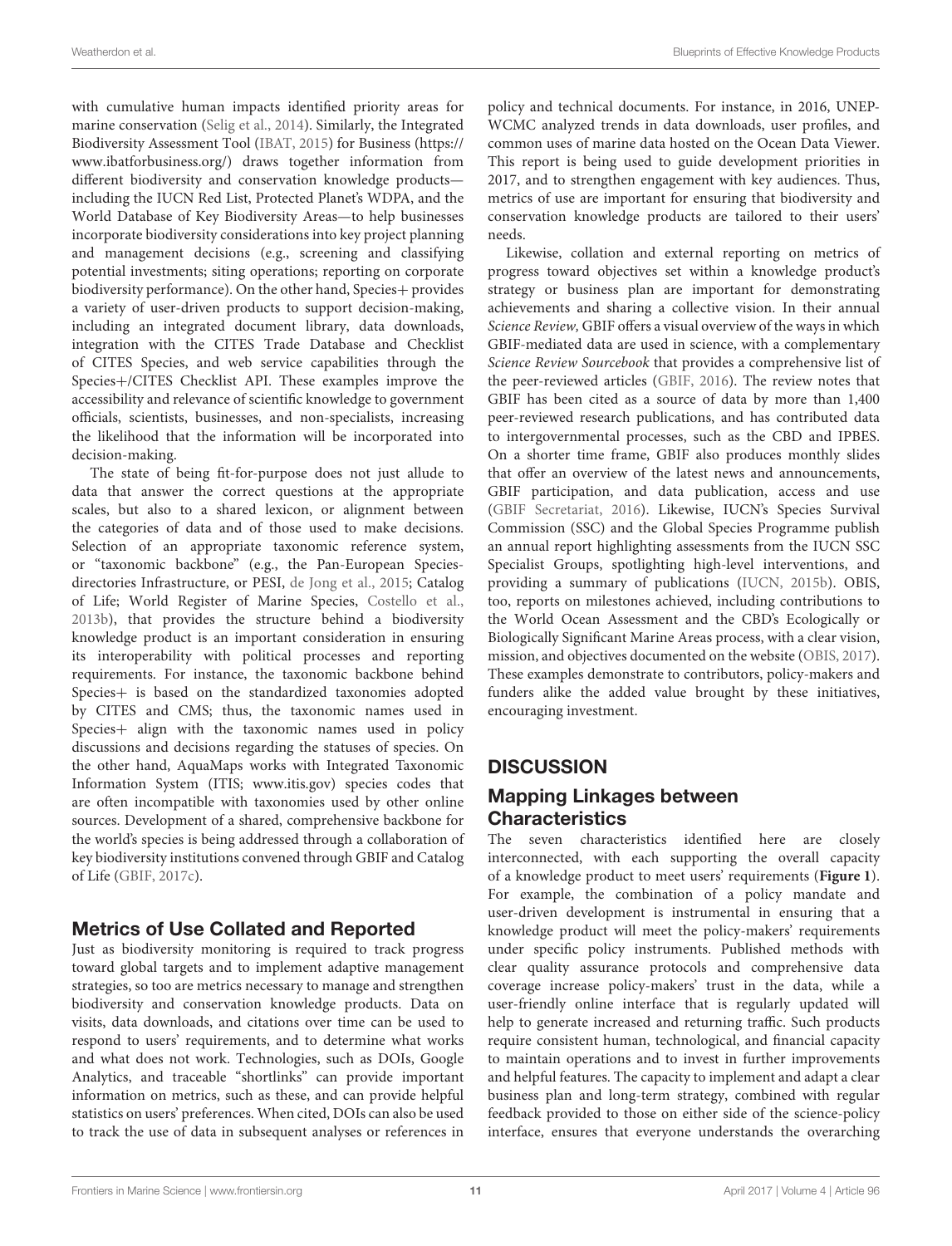with cumulative human impacts identified priority areas for marine conservation (Selig et al., 2014). Similarly, the Integrated Biodiversity Assessment Tool (IBAT, 2015) for Business (https://www.ibatforbusiness.org/) draws together information from different biodiversity and conservation knowledge products—including the IUCN Red List, Protected Planet's WDPA, and the World Database of Key Biodiversity Areas—to help businesses incorporate biodiversity considerations into key project planning and management decisions (e.g., screening and classifying potential investments; siting operations; reporting on corporate biodiversity performance). On the other hand, Species+ provides a variety of user-driven products to support decision-making, including an integrated document library, data downloads, integration with the CITES Trade Database and Checklist of CITES Species, and web service capabilities through the Species+/CITES Checklist API. These examples improve the accessibility and relevance of scientific knowledge to government officials, scientists, businesses, and non-specialists, increasing the likelihood that the information will be incorporated into decision-making.

The state of being fit-for-purpose does not just allude to data that answer the correct questions at the appropriate scales, but also to a shared lexicon, or alignment between the categories of data and of those used to make decisions. Selection of an appropriate taxonomic reference system, or "taxonomic backbone" (e.g., the Pan-European Species-directories Infrastructure, or PESI, de Jong et al., 2015; Catalog of Life; World Register of Marine Species, Costello et al., 2013b), that provides the structure behind a biodiversity knowledge product is an important consideration in ensuring its interoperability with political processes and reporting requirements. For instance, the taxonomic backbone behind Species+ is based on the standardized taxonomies adopted by CITES and CMS; thus, the taxonomic names used in Species+ align with the taxonomic names used in policy discussions and decisions regarding the statuses of species. On the other hand, AquaMaps works with Integrated Taxonomic Information System (ITIS; www.itis.gov) species codes that are often incompatible with taxonomies used by other online sources. Development of a shared, comprehensive backbone for the world's species is being addressed through a collaboration of key biodiversity institutions convened through GBIF and Catalog of Life (GBIF, 2017c).

## Metrics of Use Collated and Reported

Just as biodiversity monitoring is required to track progress toward global targets and to implement adaptive management strategies, so too are metrics necessary to manage and strengthen biodiversity and conservation knowledge products. Data on visits, data downloads, and citations over time can be used to respond to users' requirements, and to determine what works and what does not work. Technologies, such as DOIs, Google Analytics, and traceable "shortlinks" can provide important information on metrics, such as these, and can provide helpful statistics on users' preferences. When cited, DOIs can also be used to track the use of data in subsequent analyses or references in policy and technical documents. For instance, in 2016, UNEP-WCMC analyzed trends in data downloads, user profiles, and common uses of marine data hosted on the Ocean Data Viewer. This report is being used to guide development priorities in 2017, and to strengthen engagement with key audiences. Thus, metrics of use are important for ensuring that biodiversity and conservation knowledge products are tailored to their users' needs.

Likewise, collation and external reporting on metrics of progress toward objectives set within a knowledge product's strategy or business plan are important for demonstrating achievements and sharing a collective vision. In their annual *Science Review,* GBIF offers a visual overview of the ways in which GBIF-mediated data are used in science, with a complementary *Science Review Sourcebook* that provides a comprehensive list of the peer-reviewed articles (GBIF, 2016). The review notes that GBIF has been cited as a source of data by more than 1,400 peer-reviewed research publications, and has contributed data to intergovernmental processes, such as the CBD and IPBES. On a shorter time frame, GBIF also produces monthly slides that offer an overview of the latest news and announcements, GBIF participation, and data publication, access and use (GBIF Secretariat, 2016). Likewise, IUCN's Species Survival Commission (SSC) and the Global Species Programme publish an annual report highlighting assessments from the IUCN SSC Specialist Groups, spotlighting high-level interventions, and providing a summary of publications (IUCN, 2015b). OBIS, too, reports on milestones achieved, including contributions to the World Ocean Assessment and the CBD's Ecologically or Biologically Significant Marine Areas process, with a clear vision, mission, and objectives documented on the website (OBIS, 2017). These examples demonstrate to contributors, policy-makers and funders alike the added value brought by these initiatives, encouraging investment.

# DISCUSSION

## Mapping Linkages between Characteristics

The seven characteristics identified here are closely interconnected, with each supporting the overall capacity of a knowledge product to meet users' requirements (**Figure 1**). For example, the combination of a policy mandate and user-driven development is instrumental in ensuring that a knowledge product will meet the policy-makers' requirements under specific policy instruments. Published methods with clear quality assurance protocols and comprehensive data coverage increase policy-makers' trust in the data, while a user-friendly online interface that is regularly updated will help to generate increased and returning traffic. Such products require consistent human, technological, and financial capacity to maintain operations and to invest in further improvements and helpful features. The capacity to implement and adapt a clear business plan and long-term strategy, combined with regular feedback provided to those on either side of the science-policy interface, ensures that everyone understands the overarching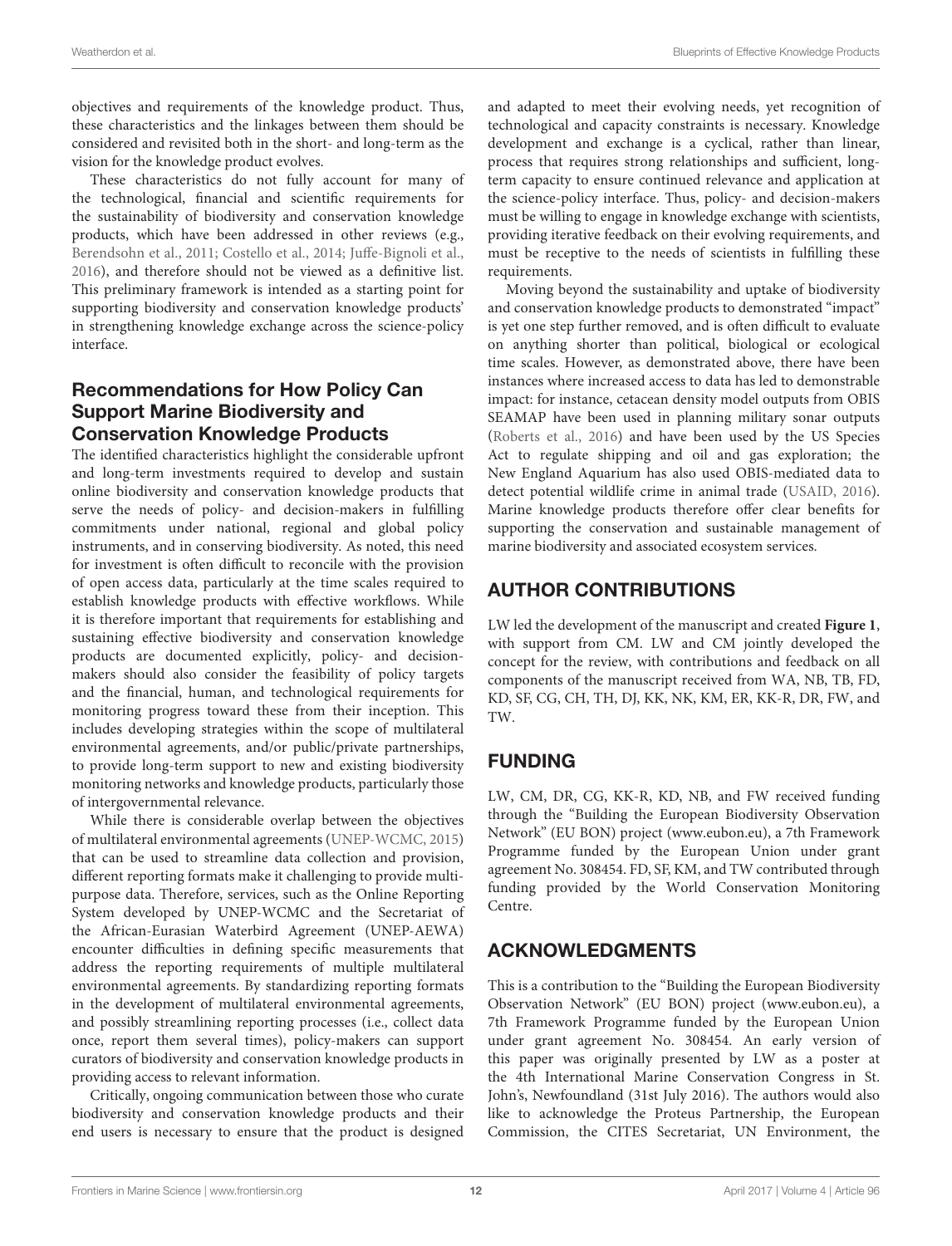objectives and requirements of the knowledge product. Thus, these characteristics and the linkages between them should be considered and revisited both in the short- and long-term as the vision for the knowledge product evolves.

These characteristics do not fully account for many of the technological, financial and scientific requirements for the sustainability of biodiversity and conservation knowledge products, which have been addressed in other reviews (e.g., Berendsohn et al., 2011; Costello et al., 2014; Juffe-Bignoli et al., 2016), and therefore should not be viewed as a definitive list. This preliminary framework is intended as a starting point for supporting biodiversity and conservation knowledge products' in strengthening knowledge exchange across the science-policy interface.

## Recommendations for How Policy Can Support Marine Biodiversity and Conservation Knowledge Products

The identified characteristics highlight the considerable upfront and long-term investments required to develop and sustain online biodiversity and conservation knowledge products that serve the needs of policy- and decision-makers in fulfilling commitments under national, regional and global policy instruments, and in conserving biodiversity. As noted, this need for investment is often difficult to reconcile with the provision of open access data, particularly at the time scales required to establish knowledge products with effective workflows. While it is therefore important that requirements for establishing and sustaining effective biodiversity and conservation knowledge products are documented explicitly, policy- and decision-makers should also consider the feasibility of policy targets and the financial, human, and technological requirements for monitoring progress toward these from their inception. This includes developing strategies within the scope of multilateral environmental agreements, and/or public/private partnerships, to provide long-term support to new and existing biodiversity monitoring networks and knowledge products, particularly those of intergovernmental relevance.

While there is considerable overlap between the objectives of multilateral environmental agreements (UNEP-WCMC, 2015) that can be used to streamline data collection and provision, different reporting formats make it challenging to provide multi-purpose data. Therefore, services, such as the Online Reporting System developed by UNEP-WCMC and the Secretariat of the African-Eurasian Waterbird Agreement (UNEP-AEWA) encounter difficulties in defining specific measurements that address the reporting requirements of multiple multilateral environmental agreements. By standardizing reporting formats in the development of multilateral environmental agreements, and possibly streamlining reporting processes (i.e., collect data once, report them several times), policy-makers can support curators of biodiversity and conservation knowledge products in providing access to relevant information.

Critically, ongoing communication between those who curate biodiversity and conservation knowledge products and their end users is necessary to ensure that the product is designed and adapted to meet their evolving needs, yet recognition of technological and capacity constraints is necessary. Knowledge development and exchange is a cyclical, rather than linear, process that requires strong relationships and sufficient, long-term capacity to ensure continued relevance and application at the science-policy interface. Thus, policy- and decision-makers must be willing to engage in knowledge exchange with scientists, providing iterative feedback on their evolving requirements, and must be receptive to the needs of scientists in fulfilling these requirements.

Moving beyond the sustainability and uptake of biodiversity and conservation knowledge products to demonstrated "impact" is yet one step further removed, and is often difficult to evaluate on anything shorter than political, biological or ecological time scales. However, as demonstrated above, there have been instances where increased access to data has led to demonstrable impact: for instance, cetacean density model outputs from OBIS SEAMAP have been used in planning military sonar outputs (Roberts et al., 2016) and have been used by the US Species Act to regulate shipping and oil and gas exploration; the New England Aquarium has also used OBIS-mediated data to detect potential wildlife crime in animal trade (USAID, 2016). Marine knowledge products therefore offer clear benefits for supporting the conservation and sustainable management of marine biodiversity and associated ecosystem services.

# AUTHOR CONTRIBUTIONS

LW led the development of the manuscript and created **Figure 1**, with support from CM. LW and CM jointly developed the concept for the review, with contributions and feedback on all components of the manuscript received from WA, NB, TB, FD, KD, SF, CG, CH, TH, DJ, KK, NK, KM, ER, KK-R, DR, FW, and TW.

# FUNDING

LW, CM, DR, CG, KK-R, KD, NB, and FW received funding through the "Building the European Biodiversity Observation Network" (EU BON) project (www.eubon.eu), a 7th Framework Programme funded by the European Union under grant agreement No. 308454. FD, SF, KM, and TW contributed through funding provided by the World Conservation Monitoring Centre.

# ACKNOWLEDGMENTS

This is a contribution to the "Building the European Biodiversity Observation Network" (EU BON) project (www.eubon.eu), a 7th Framework Programme funded by the European Union under grant agreement No. 308454. An early version of this paper was originally presented by LW as a poster at the 4th International Marine Conservation Congress in St. John's, Newfoundland (31st July 2016). The authors would also like to acknowledge the Proteus Partnership, the European Commission, the CITES Secretariat, UN Environment, the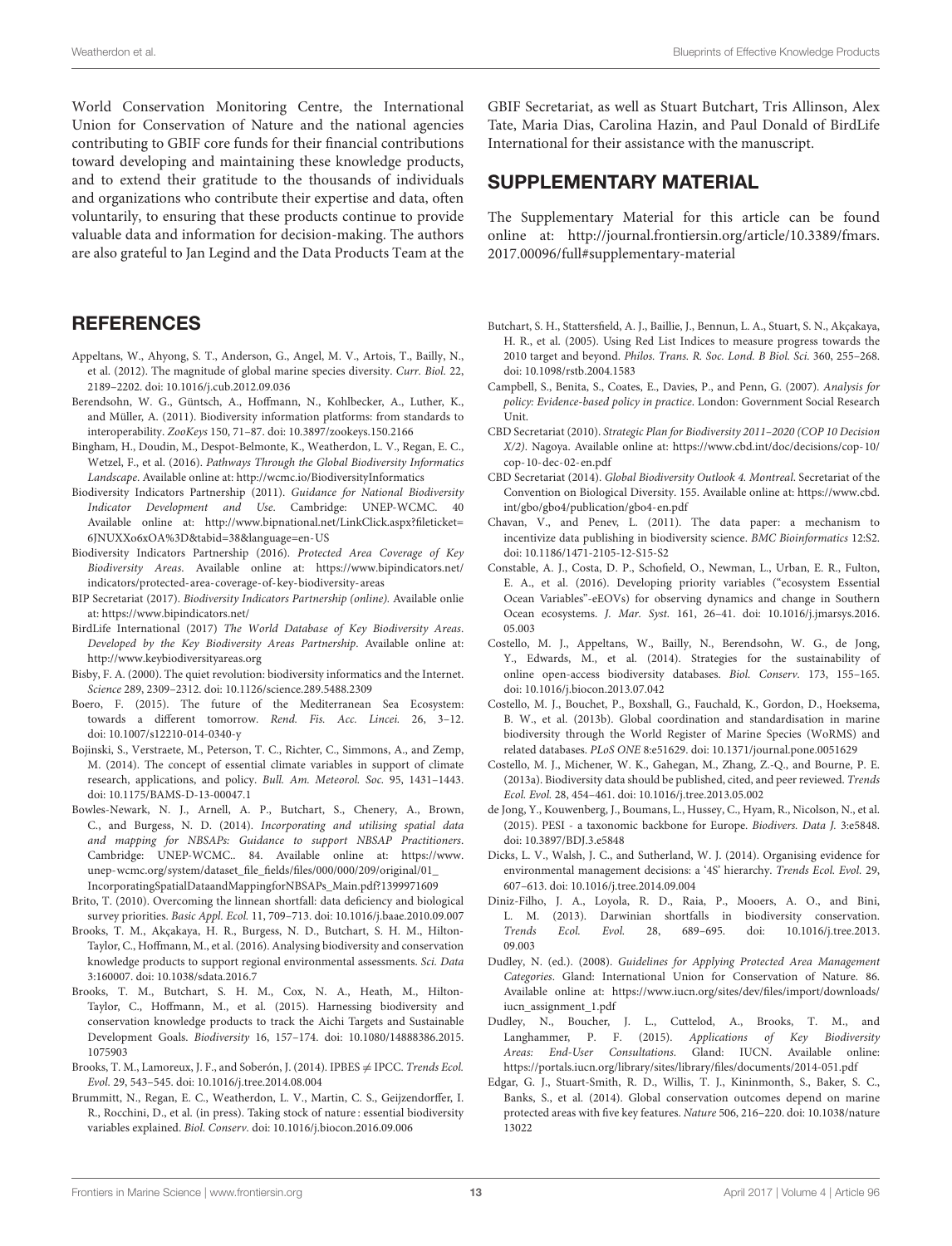World Conservation Monitoring Centre, the International Union for Conservation of Nature and the national agencies contributing to GBIF core funds for their financial contributions toward developing and maintaining these knowledge products, and to extend their gratitude to the thousands of individuals and organizations who contribute their expertise and data, often voluntarily, to ensuring that these products continue to provide valuable data and information for decision-making. The authors are also grateful to Jan Legind and the Data Products Team at the GBIF Secretariat, as well as Stuart Butchart, Tris Allinson, Alex Tate, Maria Dias, Carolina Hazin, and Paul Donald of BirdLife International for their assistance with the manuscript.

## SUPPLEMENTARY MATERIAL

The Supplementary Material for this article can be found online at: http://journal.frontiersin.org/article/10.3389/fmars.2017.00096/full#supplementary-material

## REFERENCES

Appeltans, W., Ahyong, S. T., Anderson, G., Angel, M. V., Artois, T., Bailly, N., et al. (2012). The magnitude of global marine species diversity. *Curr. Biol.* 22, 2189–2202. doi: 10.1016/j.cub.2012.09.036

Berendsohn, W. G., Güntsch, A., Hoffmann, N., Kohlbecker, A., Luther, K., and Müller, A. (2011). Biodiversity information platforms: from standards to interoperability. *ZooKeys* 150, 71–87. doi: 10.3897/zookeys.150.2166

Bingham, H., Doudin, M., Despot-Belmonte, K., Weatherdon, L. V., Regan, E. C., Wetzel, F., et al. (2016). *Pathways Through the Global Biodiversity Informatics Landscape*. Available online at: http://wcmc.io/BiodiversityInformatics

Biodiversity Indicators Partnership (2011). *Guidance for National Biodiversity Indicator Development and Use*. Cambridge: UNEP-WCMC. 40 Available online at: http://www.bipnational.net/LinkClick.aspx?fileticket=6JNUXXo6xOA%3D&tabid=38&language=en-US

Biodiversity Indicators Partnership (2016). *Protected Area Coverage of Key Biodiversity Areas*. Available online at: https://www.bipindicators.net/indicators/protected-area-coverage-of-key-biodiversity-areas

BIP Secretariat (2017). *Biodiversity Indicators Partnership (online)*. Available onlie at: https://www.bipindicators.net/

BirdLife International (2017) *The World Database of Key Biodiversity Areas. Developed by the Key Biodiversity Areas Partnership*. Available online at: http://www.keybiodiversityareas.org

Bisby, F. A. (2000). The quiet revolution: biodiversity informatics and the Internet. *Science* 289, 2309–2312. doi: 10.1126/science.289.5488.2309

Boero, F. (2015). The future of the Mediterranean Sea Ecosystem: towards a different tomorrow. *Rend. Fis. Acc. Lincei.* 26, 3–12. doi: 10.1007/s12210-014-0340-y

Bojinski, S., Verstraete, M., Peterson, T. C., Richter, C., Simmons, A., and Zemp, M. (2014). The concept of essential climate variables in support of climate research, applications, and policy. *Bull. Am. Meteorol. Soc.* 95, 1431–1443. doi: 10.1175/BAMS-D-13-00047.1

Bowles-Newark, N. J., Arnell, A. P., Butchart, S., Chenery, A., Brown, C., and Burgess, N. D. (2014). *Incorporating and utilising spatial data and mapping for NBSAPs: Guidance to support NBSAP Practitioners*. Cambridge: UNEP-WCMC.. 84. Available online at: https://www.unep-wcmc.org/system/dataset_file_fields/files/000/000/209/original/01_IncorporatingSpatialDataandMappingforNBSAPs_Main.pdf?1399971609

Brito, T. (2010). Overcoming the linnean shortfall: data deficiency and biological survey priorities. *Basic Appl. Ecol.* 11, 709–713. doi: 10.1016/j.baae.2010.09.007

Brooks, T. M., Akçakaya, H. R., Burgess, N. D., Butchart, S. H. M., Hilton-Taylor, C., Hoffmann, M., et al. (2016). Analysing biodiversity and conservation knowledge products to support regional environmental assessments. *Sci. Data* 3:160007. doi: 10.1038/sdata.2016.7

Brooks, T. M., Butchart, S. H. M., Cox, N. A., Heath, M., Hilton-Taylor, C., Hoffmann, M., et al. (2015). Harnessing biodiversity and conservation knowledge products to track the Aichi Targets and Sustainable Development Goals. *Biodiversity* 16, 157–174. doi: 10.1080/14888386.2015.1075903

Brooks, T. M., Lamoreux, J. F., and Soberón, J. (2014). IPBES ≠ IPCC. *Trends Ecol. Evol.* 29, 543–545. doi: 10.1016/j.tree.2014.08.004

Brummitt, N., Regan, E. C., Weatherdon, L. V., Martin, C. S., Geijzendorffer, I. R., Rocchini, D., et al. (in press). Taking stock of nature : essential biodiversity variables explained. *Biol. Conserv*. doi: 10.1016/j.biocon.2016.09.006

Butchart, S. H., Stattersfield, A. J., Baillie, J., Bennun, L. A., Stuart, S. N., Akçakaya, H. R., et al. (2005). Using Red List Indices to measure progress towards the 2010 target and beyond. *Philos. Trans. R. Soc. Lond. B Biol. Sci.* 360, 255–268. doi: 10.1098/rstb.2004.1583

Campbell, S., Benita, S., Coates, E., Davies, P., and Penn, G. (2007). *Analysis for policy: Evidence-based policy in practice*. London: Government Social Research Unit.

CBD Secretariat (2010). *Strategic Plan for Biodiversity 2011–2020 (COP 10 Decision X/2)*. Nagoya. Available online at: https://www.cbd.int/doc/decisions/cop-10/cop-10-dec-02-en.pdf

CBD Secretariat (2014). *Global Biodiversity Outlook 4. Montreal*. Secretariat of the Convention on Biological Diversity. 155. Available online at: https://www.cbd.int/gbo/gbo4/publication/gbo4-en.pdf

Chavan, V., and Penev, L. (2011). The data paper: a mechanism to incentivize data publishing in biodiversity science. *BMC Bioinformatics* 12:S2. doi: 10.1186/1471-2105-12-S15-S2

Constable, A. J., Costa, D. P., Schofield, O., Newman, L., Urban, E. R., Fulton, E. A., et al. (2016). Developing priority variables ("ecosystem Essential Ocean Variables"-eEOVs) for observing dynamics and change in Southern Ocean ecosystems. *J. Mar. Syst.* 161, 26–41. doi: 10.1016/j.jmarsys.2016.05.003

Costello, M. J., Appeltans, W., Bailly, N., Berendsohn, W. G., de Jong, Y., Edwards, M., et al. (2014). Strategies for the sustainability of online open-access biodiversity databases. *Biol. Conserv*. 173, 155–165. doi: 10.1016/j.biocon.2013.07.042

Costello, M. J., Bouchet, P., Boxshall, G., Fauchald, K., Gordon, D., Hoeksema, B. W., et al. (2013b). Global coordination and standardisation in marine biodiversity through the World Register of Marine Species (WoRMS) and related databases. *PLoS ONE* 8:e51629. doi: 10.1371/journal.pone.0051629

Costello, M. J., Michener, W. K., Gahegan, M., Zhang, Z.-Q., and Bourne, P. E. (2013a). Biodiversity data should be published, cited, and peer reviewed. *Trends Ecol. Evol.* 28, 454–461. doi: 10.1016/j.tree.2013.05.002

de Jong, Y., Kouwenberg, J., Boumans, L., Hussey, C., Hyam, R., Nicolson, N., et al. (2015). PESI - a taxonomic backbone for Europe. *Biodivers. Data J.* 3:e5848. doi: 10.3897/BDJ.3.e5848

Dicks, L. V., Walsh, J. C., and Sutherland, W. J. (2014). Organising evidence for environmental management decisions: a '4S' hierarchy. *Trends Ecol. Evol.* 29, 607–613. doi: 10.1016/j.tree.2014.09.004

Diniz-Filho, J. A., Loyola, R. D., Raia, P., Mooers, A. O., and Bini, L. M. (2013). Darwinian shortfalls in biodiversity conservation. *Trends Ecol. Evol.* 28, 689–695. doi: 10.1016/j.tree.2013.09.003

Dudley, N. (ed.). (2008). *Guidelines for Applying Protected Area Management Categories*. Gland: International Union for Conservation of Nature. 86. Available online at: https://www.iucn.org/sites/dev/files/import/downloads/iucn_assignment_1.pdf

Dudley, N., Boucher, J. L., Cuttelod, A., Brooks, T. M., and Langhammer, P. F. (2015). *Applications of Key Biodiversity Areas: End-User Consultations*. Gland: IUCN. Available online: https://portals.iucn.org/library/sites/library/files/documents/2014-051.pdf

Edgar, G. J., Stuart-Smith, R. D., Willis, T. J., Kininmonth, S., Baker, S. C., Banks, S., et al. (2014). Global conservation outcomes depend on marine protected areas with five key features. *Nature* 506, 216–220. doi: 10.1038/nature13022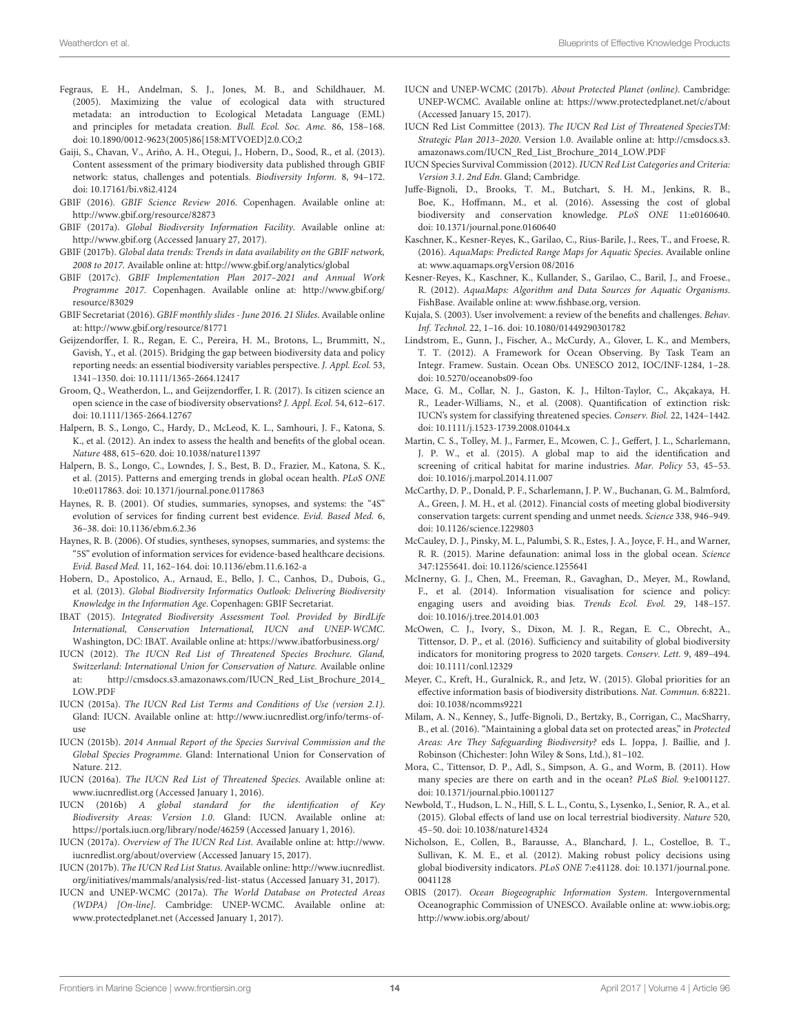Fegraus, E. H., Andelman, S. J., Jones, M. B., and Schildhauer, M. (2005). Maximizing the value of ecological data with structured metadata: an introduction to Ecological Metadata Language (EML) and principles for metadata creation. *Bull. Ecol. Soc. Ame.* 86, 158–168. doi: 10.1890/0012-9623(2005)86[158:MTVOED]2.0.CO;2

Gaiji, S., Chavan, V., Ariño, A. H., Otegui, J., Hobern, D., Sood, R., et al. (2013). Content assessment of the primary biodiversity data published through GBIF network: status, challenges and potentials. *Biodiversity Inform.* 8, 94–172. doi: 10.17161/bi.v8i2.4124

GBIF (2016). *GBIF Science Review 2016*. Copenhagen. Available online at: http://www.gbif.org/resource/82873

GBIF (2017a). *Global Biodiversity Information Facility*. Available online at: http://www.gbif.org (Accessed January 27, 2017).

GBIF (2017b). *Global data trends: Trends in data availability on the GBIF network, 2008 to 2017*. Available online at: http://www.gbif.org/analytics/global

GBIF (2017c). *GBIF Implementation Plan 2017–2021 and Annual Work Programme 2017*. Copenhagen. Available online at: http://www.gbif.org/resource/83029

GBIF Secretariat (2016). *GBIF monthly slides - June 2016. 21 Slides*. Available online at: http://www.gbif.org/resource/81771

Geijzendorffer, I. R., Regan, E. C., Pereira, H. M., Brotons, L., Brummitt, N., Gavish, Y., et al. (2015). Bridging the gap between biodiversity data and policy reporting needs: an essential biodiversity variables perspective. *J. Appl. Ecol.* 53, 1341–1350. doi: 10.1111/1365-2664.12417

Groom, Q., Weatherdon, L., and Geijzendorffer, I. R. (2017). Is citizen science an open science in the case of biodiversity observations? *J. Appl. Ecol.* 54, 612–617. doi: 10.1111/1365-2664.12767

Halpern, B. S., Longo, C., Hardy, D., McLeod, K. L., Samhouri, J. F., Katona, S. K., et al. (2012). An index to assess the health and benefits of the global ocean. *Nature* 488, 615–620. doi: 10.1038/nature11397

Halpern, B. S., Longo, C., Lowndes, J. S., Best, B. D., Frazier, M., Katona, S. K., et al. (2015). Patterns and emerging trends in global ocean health. *PLoS ONE* 10:e0117863. doi: 10.1371/journal.pone.0117863

Haynes, R. B. (2001). Of studies, summaries, synopses, and systems: the "4S" evolution of services for finding current best evidence. *Evid. Based Med.* 6, 36–38. doi: 10.1136/ebm.6.2.36

Haynes, R. B. (2006). Of studies, syntheses, synopses, summaries, and systems: the "5S" evolution of information services for evidence-based healthcare decisions. *Evid. Based Med.* 11, 162–164. doi: 10.1136/ebm.11.6.162-a

Hobern, D., Apostolico, A., Arnaud, E., Bello, J. C., Canhos, D., Dubois, G., et al. (2013). *Global Biodiversity Informatics Outlook: Delivering Biodiversity Knowledge in the Information Age*. Copenhagen: GBIF Secretariat.

IBAT (2015). *Integrated Biodiversity Assessment Tool. Provided by BirdLife International, Conservation International, IUCN and UNEP-WCMC*. Washington, DC: IBAT. Available online at: https://www.ibatforbusiness.org/

IUCN (2012). *The IUCN Red List of Threatened Species Brochure. Gland, Switzerland: International Union for Conservation of Nature*. Available online at: http://cmsdocs.s3.amazonaws.com/IUCN_Red_List_Brochure_2014_LOW.PDF

IUCN (2015a). *The IUCN Red List Terms and Conditions of Use (version 2.1)*. Gland: IUCN. Available online at: http://www.iucnredlist.org/info/terms-of-use

IUCN (2015b). *2014 Annual Report of the Species Survival Commission and the Global Species Programme*. Gland: International Union for Conservation of Nature. 212.

IUCN (2016a). *The IUCN Red List of Threatened Species*. Available online at: www.iucnredlist.org (Accessed January 1, 2016).

IUCN (2016b) *A global standard for the identification of Key Biodiversity Areas: Version 1.0*. Gland: IUCN. Available online at: https://portals.iucn.org/library/node/46259 (Accessed January 1, 2016).

IUCN (2017a). *Overview of The IUCN Red List*. Available online at: http://www.iucnredlist.org/about/overview (Accessed January 15, 2017).

IUCN (2017b). *The IUCN Red List Status*. Available online: http://www.iucnredlist.org/initiatives/mammals/analysis/red-list-status (Accessed January 31, 2017).

IUCN and UNEP-WCMC (2017a). *The World Database on Protected Areas (WDPA) [On-line]*. Cambridge: UNEP-WCMC. Available online at: www.protectedplanet.net (Accessed January 1, 2017).

IUCN and UNEP-WCMC (2017b). *About Protected Planet (online)*. Cambridge: UNEP-WCMC. Available online at: https://www.protectedplanet.net/c/about (Accessed January 15, 2017).

IUCN Red List Committee (2013). *The IUCN Red List of Threatened SpeciesTM: Strategic Plan 2013–2020*. Version 1.0. Available online at: http://cmsdocs.s3.amazonaws.com/IUCN_Red_List_Brochure_2014_LOW.PDF

IUCN Species Survival Commission (2012). *IUCN Red List Categories and Criteria: Version 3.1. 2nd Edn*. Gland; Cambridge.

Juffe-Bignoli, D., Brooks, T. M., Butchart, S. H. M., Jenkins, R. B., Boe, K., Hoffmann, M., et al. (2016). Assessing the cost of global biodiversity and conservation knowledge. *PLoS ONE* 11:e0160640. doi: 10.1371/journal.pone.0160640

Kaschner, K., Kesner-Reyes, K., Garilao, C., Rius-Barile, J., Rees, T., and Froese, R. (2016). *AquaMaps: Predicted Range Maps for Aquatic Species*. Available online at: www.aquamaps.orgVersion 08/2016

Kesner-Reyes, K., Kaschner, K., Kullander, S., Garilao, C., Baril, J., and Froese, R. (2012). *AquaMaps: Algorithm and Data Sources for Aquatic Organisms*. FishBase. Available online at: www.fishbase.org, version.

Kujala, S. (2003). User involvement: a review of the benefits and challenges. *Behav. Inf. Technol.* 22, 1–16. doi: 10.1080/01449290301782

Lindstrom, E., Gunn, J., Fischer, A., McCurdy, A., Glover, L. K., and Members, T. T. (2012). A Framework for Ocean Observing. By Task Team an Integr. Framew. Sustain. Ocean Obs. UNESCO 2012, IOC/INF-1284, 1–28. doi: 10.5270/oceanobs09-foo

Mace, G. M., Collar, N. J., Gaston, K. J., Hilton-Taylor, C., Akçakaya, H. R., Leader-Williams, N., et al. (2008). Quantification of extinction risk: IUCN's system for classifying threatened species. *Conserv. Biol.* 22, 1424–1442. doi: 10.1111/j.1523-1739.2008.01044.x

Martin, C. S., Tolley, M. J., Farmer, E., Mcowen, C. J., Geffert, J. L., Scharlemann, J. P. W., et al. (2015). A global map to aid the identification and screening of critical habitat for marine industries. *Mar. Policy* 53, 45–53. doi: 10.1016/j.marpol.2014.11.007

McCarthy, D. P., Donald, P. F., Scharlemann, J. P. W., Buchanan, G. M., Balmford, A., Green, J. M. H., et al. (2012). Financial costs of meeting global biodiversity conservation targets: current spending and unmet needs. *Science* 338, 946–949. doi: 10.1126/science.1229803

McCauley, D. J., Pinsky, M. L., Palumbi, S. R., Estes, J. A., Joyce, F. H., and Warner, R. R. (2015). Marine defaunation: animal loss in the global ocean. *Science* 347:1255641. doi: 10.1126/science.1255641

McInerny, G. J., Chen, M., Freeman, R., Gavaghan, D., Meyer, M., Rowland, F., et al. (2014). Information visualisation for science and policy: engaging users and avoiding bias. *Trends Ecol. Evol.* 29, 148–157. doi: 10.1016/j.tree.2014.01.003

McOwen, C. J., Ivory, S., Dixon, M. J. R., Regan, E. C., Obrecht, A., Tittensor, D. P., et al. (2016). Sufficiency and suitability of global biodiversity indicators for monitoring progress to 2020 targets. *Conserv. Lett.* 9, 489–494. doi: 10.1111/conl.12329

Meyer, C., Kreft, H., Guralnick, R., and Jetz, W. (2015). Global priorities for an effective information basis of biodiversity distributions. *Nat. Commun.* 6:8221. doi: 10.1038/ncomms9221

Milam, A. N., Kenney, S., Juffe-Bignoli, D., Bertzky, B., Corrigan, C., MacSharry, B., et al. (2016). "Maintaining a global data set on protected areas," in *Protected Areas: Are They Safeguarding Biodiversity?* eds L. Joppa, J. Baillie, and J. Robinson (Chichester: John Wiley & Sons, Ltd.), 81–102.

Mora, C., Tittensor, D. P., Adl, S., Simpson, A. G., and Worm, B. (2011). How many species are there on earth and in the ocean? *PLoS Biol.* 9:e1001127. doi: 10.1371/journal.pbio.1001127

Newbold, T., Hudson, L. N., Hill, S. L. L., Contu, S., Lysenko, I., Senior, R. A., et al. (2015). Global effects of land use on local terrestrial biodiversity. *Nature* 520, 45–50. doi: 10.1038/nature14324

Nicholson, E., Collen, B., Barausse, A., Blanchard, J. L., Costelloe, B. T., Sullivan, K. M. E., et al. (2012). Making robust policy decisions using global biodiversity indicators. *PLoS ONE* 7:e41128. doi: 10.1371/journal.pone.0041128

OBIS (2017). *Ocean Biogeographic Information System*. Intergovernmental Oceanographic Commission of UNESCO. Available online at: www.iobis.org; http://www.iobis.org/about/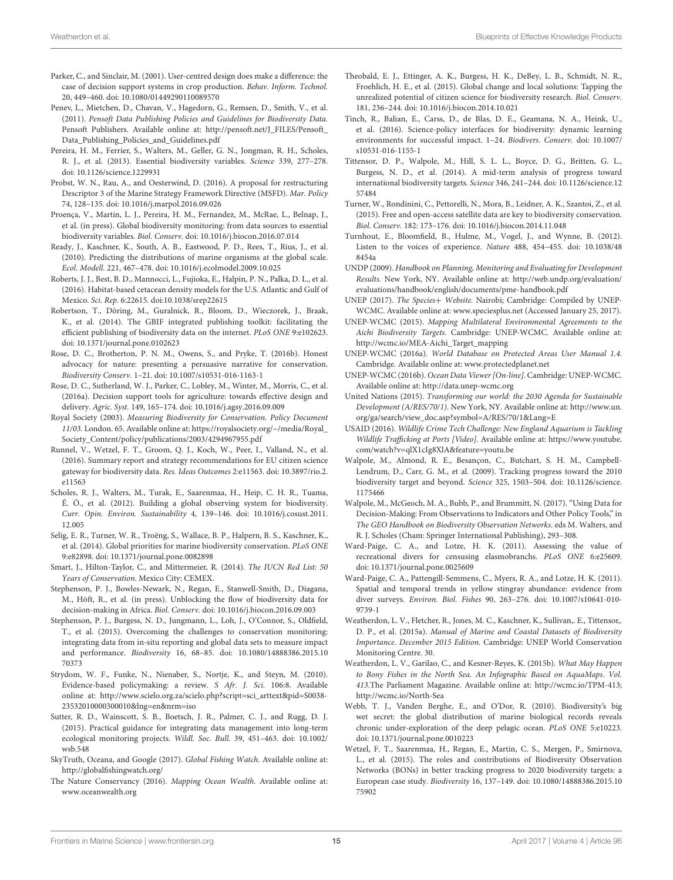Parker, C., and Sinclair, M. (2001). User-centred design does make a difference: the case of decision support systems in crop production. *Behav. Inform. Technol.* 20, 449–460. doi: 10.1080/01449290110089570

Penev, L., Mietchen, D., Chavan, V., Hagedorn, G., Remsen, D., Smith, V., et al. (2011). *Pensoft Data Publishing Policies and Guidelines for Biodiversity Data.* Pensoft Publishers. Available online at: http://pensoft.net/J_FILES/Pensoft_Data_Publishing_Policies_and_Guidelines.pdf

Pereira, H. M., Ferrier, S., Walters, M., Geller, G. N., Jongman, R. H., Scholes, R. J., et al. (2013). Essential biodiversity variables. *Science* 339, 277–278. doi: 10.1126/science.1229931

Probst, W. N., Rau, A., and Oesterwind, D. (2016). A proposal for restructuring Descriptor 3 of the Marine Strategy Framework Directive (MSFD). *Mar. Policy* 74, 128–135. doi: 10.1016/j.marpol.2016.09.026

Proença, V., Martin, L. J., Pereira, H. M., Fernandez, M., McRae, L., Belnap, J., et al. (in press). Global biodiversity monitoring: from data sources to essential biodiversity variables. *Biol. Conserv.* doi: 10.1016/j.biocon.2016.07.014

Ready, J., Kaschner, K., South, A. B., Eastwood, P. D., Rees, T., Rius, J., et al. (2010). Predicting the distributions of marine organisms at the global scale. *Ecol. Modell.* 221, 467–478. doi: 10.1016/j.ecolmodel.2009.10.025

Roberts, J. J., Best, B. D., Mannocci, L., Fujioka, E., Halpin, P. N., Palka, D. L., et al. (2016). Habitat-based cetacean density models for the U.S. Atlantic and Gulf of Mexico. *Sci. Rep.* 6:22615. doi:10.1038/srep22615

Robertson, T., Döring, M., Guralnick, R., Bloom, D., Wieczorek, J., Braak, K., et al. (2014). The GBIF integrated publishing toolkit: facilitating the efficient publishing of biodiversity data on the internet. *PLoS ONE* 9:e102623. doi: 10.1371/journal.pone.0102623

Rose, D. C., Brotherton, P. N. M., Owens, S., and Pryke, T. (2016b). Honest advocacy for nature: presenting a persuasive narrative for conservation. *Biodiversity Conserv.* 1–21. doi: 10.1007/s10531-016-1163-1

Rose, D. C., Sutherland, W. J., Parker, C., Lobley, M., Winter, M., Morris, C., et al. (2016a). Decision support tools for agriculture: towards effective design and delivery. *Agric. Syst.* 149, 165–174. doi: 10.1016/j.agsy.2016.09.009

Royal Society (2003). *Measuring Biodiversity for Conservation. Policy Document 11/03.* London. 65. Available online at: https://royalsociety.org/~/media/Royal_Society_Content/policy/publications/2003/4294967955.pdf

Runnel, V., Wetzel, F. T., Groom, Q. J., Koch, W., Peer, I., Valland, N., et al. (2016). Summary report and strategy recommendations for EU citizen science gateway for biodiversity data. *Res. Ideas Outcomes* 2:e11563. doi: 10.3897/rio.2.e11563

Scholes, R. J., Walters, M., Turak, E., Saarenmaa, H., Heip, C. H. R., Tuama, É. Ó., et al. (2012). Building a global observing system for biodiversity. *Curr. Opin. Environ. Sustainability* 4, 139–146. doi: 10.1016/j.cosust.2011.12.005

Selig, E. R., Turner, W. R., Troëng, S., Wallace, B. P., Halpern, B. S., Kaschner, K., et al. (2014). Global priorities for marine biodiversity conservation. *PLoS ONE* 9:e82898. doi: 10.1371/journal.pone.0082898

Smart, J., Hilton-Taylor, C., and Mittermeier, R. (2014). *The IUCN Red List: 50 Years of Conservation.* Mexico City: CEMEX.

Stephenson, P. J., Bowles-Newark, N., Regan, E., Stanwell-Smith, D., Diagana, M., Höft, R., et al. (in press). Unblocking the flow of biodiversity data for decision-making in Africa. *Biol. Conserv.* doi: 10.1016/j.biocon.2016.09.003

Stephenson, P. J., Burgess, N. D., Jungmann, L., Loh, J., O'Connor, S., Oldfield, T., et al. (2015). Overcoming the challenges to conservation monitoring: integrating data from in-situ reporting and global data sets to measure impact and performance. *Biodiversity* 16, 68–85. doi: 10.1080/14888386.2015.1070373

Strydom, W. F., Funke, N., Nienaber, S., Nortje, K., and Steyn, M. (2010). Evidence-based policymaking: a review. *S Afr. J. Sci.* 106:8. Available online at: http://www.scielo.org.za/scielo.php?script=sci_arttext&pid=S0038-23532010000300010&lng=en&nrm=iso

Sutter, R. D., Wainscott, S. B., Boetsch, J. R., Palmer, C. J., and Rugg, D. J. (2015). Practical guidance for integrating data management into long-term ecological monitoring projects. *Wildl. Soc. Bull.* 39, 451–463. doi: 10.1002/wsb.548

SkyTruth, Oceana, and Google (2017). *Global Fishing Watch.* Available online at: http://globalfishingwatch.org/

The Nature Conservancy (2016). *Mapping Ocean Wealth.* Available online at: www.oceanwealth.org

Theobald, E. J., Ettinger, A. K., Burgess, H. K., DeBey, L. B., Schmidt, N. R., Froehlich, H. E., et al. (2015). Global change and local solutions: Tapping the unrealized potential of citizen science for biodiversity research. *Biol. Conserv.* 181, 236–244. doi: 10.1016/j.biocon.2014.10.021

Tinch, R., Balian, E., Carss, D., de Blas, D. E., Geamana, N. A., Heink, U., et al. (2016). Science-policy interfaces for biodiversity: dynamic learning environments for successful impact. 1–24. *Biodivers. Conserv.* doi: 10.1007/s10531-016-1155-1

Tittensor, D. P., Walpole, M., Hill, S. L. L., Boyce, D. G., Britten, G. L., Burgess, N. D., et al. (2014). A mid-term analysis of progress toward international biodiversity targets. *Science* 346, 241–244. doi: 10.1126/science.1257484

Turner, W., Rondinini, C., Pettorelli, N., Mora, B., Leidner, A. K., Szantoi, Z., et al. (2015). Free and open-access satellite data are key to biodiversity conservation. *Biol. Conserv.* 182: 173–176. doi: 10.1016/j.biocon.2014.11.048

Turnhout, E., Bloomfield, B., Hulme, M., Vogel, J., and Wynne, B. (2012). Listen to the voices of experience. *Nature* 488, 454–455. doi: 10.1038/488454a

UNDP (2009). *Handbook on Planning, Monitoring and Evaluating for Development Results.* New York, NY. Available online at: http://web.undp.org/evaluation/evaluations/handbook/english/documents/pme-handbook.pdf

UNEP (2017). *The Species+ Website.* Nairobi; Cambridge: Compiled by UNEP-WCMC. Available online at: www.speciesplus.net (Accessed January 25, 2017).

UNEP-WCMC (2015). *Mapping Multilateral Environmental Agreements to the Aichi Biodiversity Targets.* Cambridge: UNEP-WCMC. Available online at: http://wcmc.io/MEA-Aichi_Target_mapping

UNEP-WCMC (2016a). *World Database on Protected Areas User Manual 1.4.* Cambridge. Available online at: www.protectedplanet.net

UNEP-WCMC (2016b). *Ocean Data Viewer [On-line].* Cambridge: UNEP-WCMC. Available online at: http://data.unep-wcmc.org

United Nations (2015). *Transforming our world: the 2030 Agenda for Sustainable Development (A/RES/70/1).* New York, NY. Available online at: http://www.un.org/ga/search/view_doc.asp?symbol=A/RES/70/1&Lang=E

USAID (2016). *Wildlife Crime Tech Challenge: New England Aquarium is Tackling Wildlife Trafficking at Ports [Video].* Available online at: https://www.youtube.com/watch?v=qlX1cIg8XlA&feature=youtu.be

Walpole, M., Almond, R. E., Besançon, C., Butchart, S. H. M., Campbell-Lendrum, D., Carr, G. M., et al. (2009). Tracking progress toward the 2010 biodiversity target and beyond. *Science* 325, 1503–504. doi: 10.1126/science.1175466

Walpole, M., McGeoch, M. A., Bubb, P., and Brummitt, N. (2017). "Using Data for Decision-Making: From Observations to Indicators and Other Policy Tools," in *The GEO Handbook on Biodiversity Observation Networks.* eds M. Walters, and R. J. Scholes (Cham: Springer International Publishing), 293–308.

Ward-Paige, C. A., and Lotze, H. K. (2011). Assessing the value of recreational divers for censusing elasmobranchs. *PLoS ONE* 6:e25609. doi: 10.1371/journal.pone.0025609

Ward-Paige, C. A., Pattengill-Semmens, C., Myers, R. A., and Lotze, H. K. (2011). Spatial and temporal trends in yellow stingray abundance: evidence from diver surveys. *Environ. Biol. Fishes* 90, 263–276. doi: 10.1007/s10641-010-9739-1

Weatherdon, L. V., Fletcher, R., Jones, M. C., Kaschner, K., Sullivan,. E., Tittensor,. D. P., et al. (2015a). *Manual of Marine and Coastal Datasets of Biodiversity Importance. December 2015 Edition.* Cambridge: UNEP World Conservation Monitoring Centre. 30.

Weatherdon, L. V., Garilao, C., and Kesner-Reyes, K. (2015b). *What May Happen to Bony Fishes in the North Sea. An Infographic Based on AquaMaps. Vol. 413.*The Parliament Magazine. Available online at: http://wcmc.io/TPM-413; http://wcmc.io/North-Sea

Webb, T. J., Vanden Berghe, E., and O'Dor, R. (2010). Biodiversity's big wet secret: the global distribution of marine biological records reveals chronic under-exploration of the deep pelagic ocean. *PLoS ONE* 5:e10223. doi: 10.1371/journal.pone.0010223

Wetzel, F. T., Saarenmaa, H., Regan, E., Martin, C. S., Mergen, P., Smirnova, L., et al. (2015). The roles and contributions of Biodiversity Observation Networks (BONs) in better tracking progress to 2020 biodiversity targets: a European case study. *Biodiversity* 16, 137–149. doi: 10.1080/14888386.2015.1075902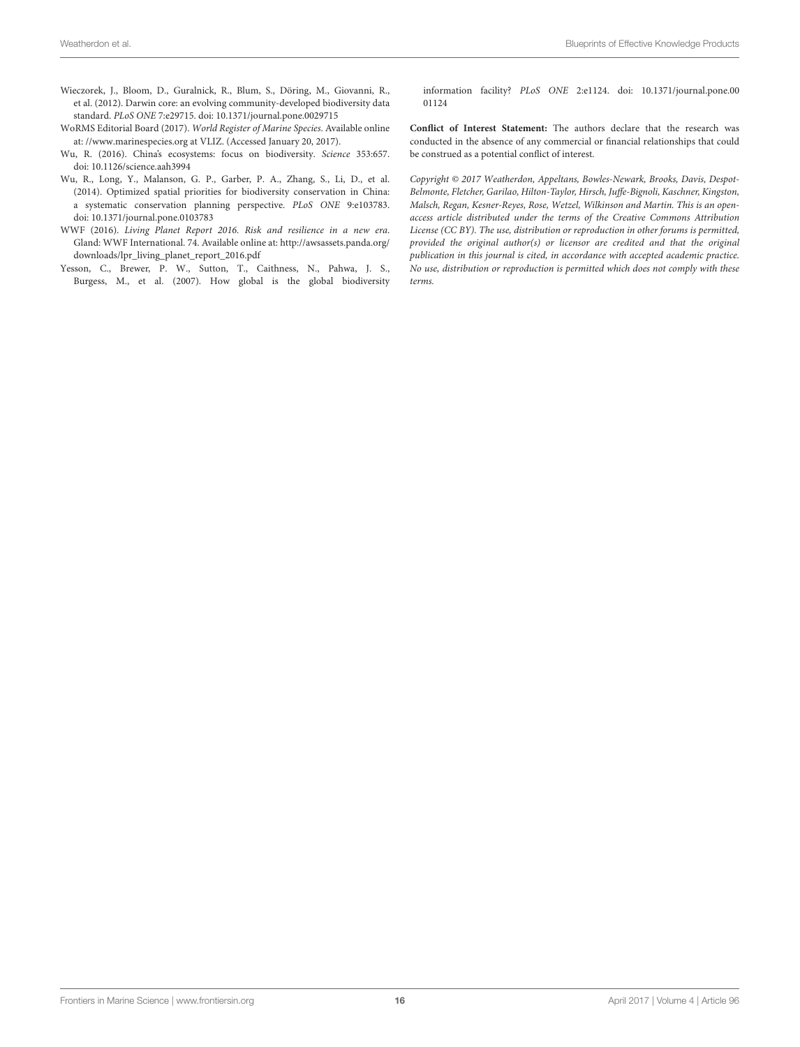Wieczorek, J., Bloom, D., Guralnick, R., Blum, S., Döring, M., Giovanni, R., et al. (2012). Darwin core: an evolving community-developed biodiversity data standard. *PLoS ONE* 7:e29715. doi: 10.1371/journal.pone.0029715

WoRMS Editorial Board (2017). *World Register of Marine Species*. Available online at: //www.marinespecies.org at VLIZ. (Accessed January 20, 2017).

Wu, R. (2016). China's ecosystems: focus on biodiversity. *Science* 353:657. doi: 10.1126/science.aah3994

Wu, R., Long, Y., Malanson, G. P., Garber, P. A., Zhang, S., Li, D., et al. (2014). Optimized spatial priorities for biodiversity conservation in China: a systematic conservation planning perspective. *PLoS ONE* 9:e103783. doi: 10.1371/journal.pone.0103783

WWF (2016). *Living Planet Report 2016. Risk and resilience in a new era*. Gland: WWF International. 74. Available online at: http://awsassets.panda.org/downloads/lpr_living_planet_report_2016.pdf

Yesson, C., Brewer, P. W., Sutton, T., Caithness, N., Pahwa, J. S., Burgess, M., et al. (2007). How global is the global biodiversity information facility? *PLoS ONE* 2:e1124. doi: 10.1371/journal.pone.0001124

**Conflict of Interest Statement:** The authors declare that the research was conducted in the absence of any commercial or financial relationships that could be construed as a potential conflict of interest.

*Copyright © 2017 Weatherdon, Appeltans, Bowles-Newark, Brooks, Davis, Despot-Belmonte, Fletcher, Garilao, Hilton-Taylor, Hirsch, Juffe-Bignoli, Kaschner, Kingston, Malsch, Regan, Kesner-Reyes, Rose, Wetzel, Wilkinson and Martin. This is an open-access article distributed under the terms of the Creative Commons Attribution License (CC BY). The use, distribution or reproduction in other forums is permitted, provided the original author(s) or licensor are credited and that the original publication in this journal is cited, in accordance with accepted academic practice. No use, distribution or reproduction is permitted which does not comply with these terms.*